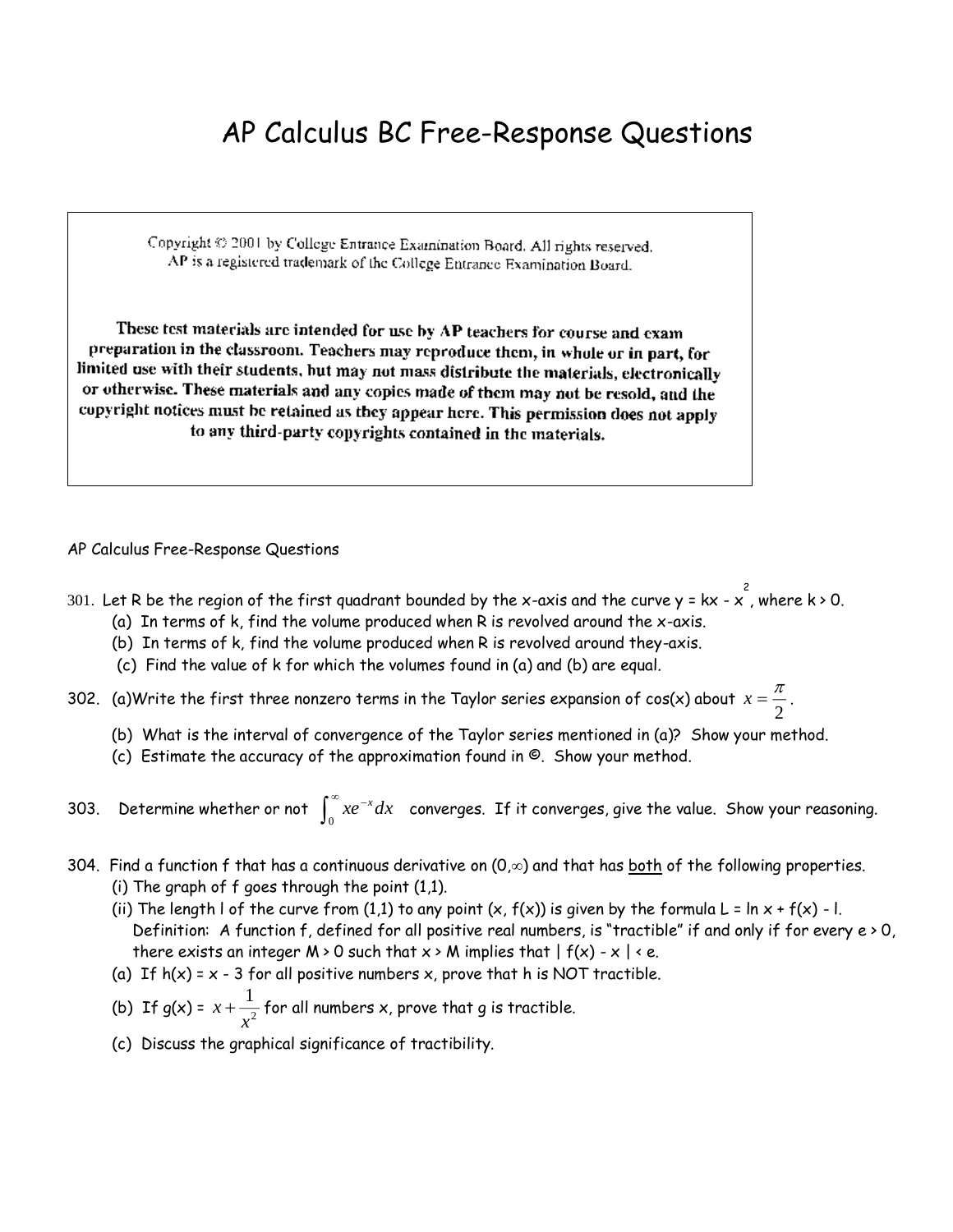# AP Calculus BC Free-Response Questions

Copyright © 2001 by College Entrance Examination Board. All rights reserved.
AP is a registered trademark of the College Entrance Examination Board.

**These test materials are intended for use by AP teachers for course and exam preparation in the classroom. Teachers may reproduce them, in whole or in part, for limited use with their students, but may not mass distribute the materials, electronically or otherwise. These materials and any copies made of them may not be resold, and the copyright notices must be retained as they appear here. This permission does not apply to any third-party copyrights contained in the materials.**

AP Calculus Free-Response Questions

301. Let R be the region of the first quadrant bounded by the x-axis and the curve $y = kx - x^2$, where $k > 0$.
   (a) In terms of k, find the volume produced when R is revolved around the x-axis.
   (b) In terms of k, find the volume produced when R is revolved around they-axis.
   (c) Find the value of k for which the volumes found in (a) and (b) are equal.

302. (a)Write the first three nonzero terms in the Taylor series expansion of cos(x) about $x = \frac{\pi}{2}$.
   (b) What is the interval of convergence of the Taylor series mentioned in (a)? Show your method.
   (c) Estimate the accuracy of the approximation found in ©. Show your method.

303. Determine whether or not $\int_0^{\infty} xe^{-x}dx$ converges. If it converges, give the value. Show your reasoning.

304. Find a function f that has a continuous derivative on $(0,\infty)$ and that has <u>both</u> of the following properties.
   (i) The graph of f goes through the point (1,1).
   (ii) The length l of the curve from (1,1) to any point (x, f(x)) is given by the formula L = ln x + f(x) - l.
   Definition: A function f, defined for all positive real numbers, is "tractible" if and only if for every e > 0, there exists an integer M > 0 such that x > M implies that | f(x) - x | < e.
   (a) If h(x) = x - 3 for all positive numbers x, prove that h is NOT tractible.
   (b) If g(x) = $x + \frac{1}{x^2}$ for all numbers x, prove that g is tractible.
   (c) Discuss the graphical significance of tractibility.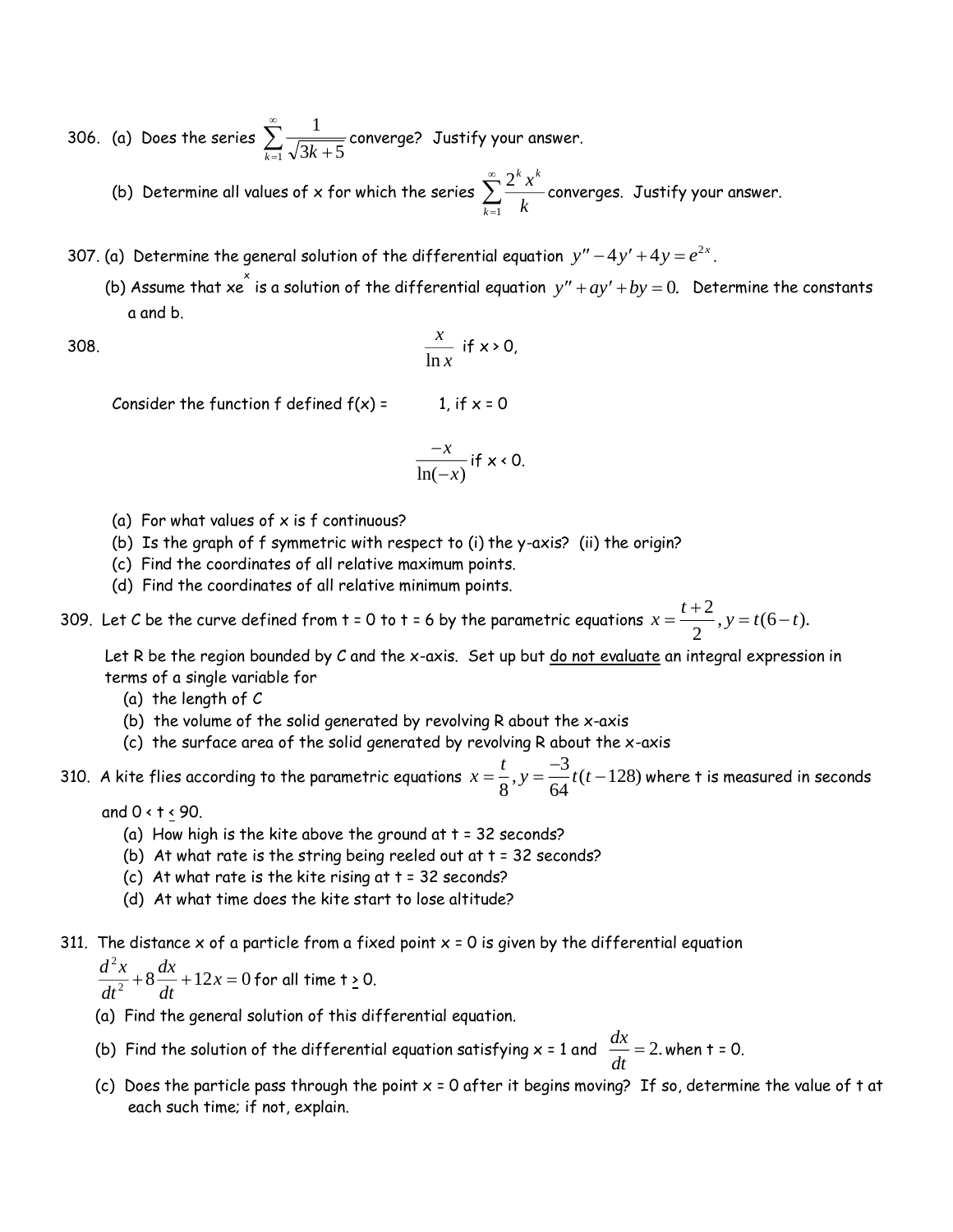306. (a) Does the series $\sum_{k=1}^{\infty} \frac{1}{\sqrt{3k+5}}$ converge? Justify your answer.

(b) Determine all values of x for which the series $\sum_{k=1}^{\infty} \frac{2^k x^k}{k}$ converges. Justify your answer.

307. (a) Determine the general solution of the differential equation $y'' - 4y' + 4y = e^{2x}$.

(b) Assume that $xe^x$ is a solution of the differential equation $y'' + ay' + by = 0$. Determine the constants a and b.

308. Consider the function f defined

$$f(x) = \begin{cases} \dfrac{x}{\ln x} & \text{if } x > 0, \\ 1, & \text{if } x = 0 \\ \dfrac{-x}{\ln(-x)} & \text{if } x < 0. \end{cases}$$

(a) For what values of x is f continuous?
(b) Is the graph of f symmetric with respect to (i) the y-axis? (ii) the origin?
(c) Find the coordinates of all relative maximum points.
(d) Find the coordinates of all relative minimum points.

309. Let C be the curve defined from t = 0 to t = 6 by the parametric equations $x = \frac{t+2}{2}, y = t(6-t)$.

Let R be the region bounded by C and the x-axis. Set up but <u>do not evaluate</u> an integral expression in terms of a single variable for

(a) the length of C
(b) the volume of the solid generated by revolving R about the x-axis
(c) the surface area of the solid generated by revolving R about the x-axis

310. A kite flies according to the parametric equations $x = \frac{t}{8}, y = \frac{-3}{64}t(t-128)$ where t is measured in seconds and $0 < t \leq 90$.

(a) How high is the kite above the ground at t = 32 seconds?
(b) At what rate is the string being reeled out at t = 32 seconds?
(c) At what rate is the kite rising at t = 32 seconds?
(d) At what time does the kite start to lose altitude?

311. The distance x of a particle from a fixed point x = 0 is given by the differential equation

$\frac{d^2x}{dt^2} + 8\frac{dx}{dt} + 12x = 0$ for all time $t \geq 0$.

(a) Find the general solution of this differential equation.
(b) Find the solution of the differential equation satisfying x = 1 and $\frac{dx}{dt} = 2$. when t = 0.
(c) Does the particle pass through the point x = 0 after it begins moving? If so, determine the value of t at each such time; if not, explain.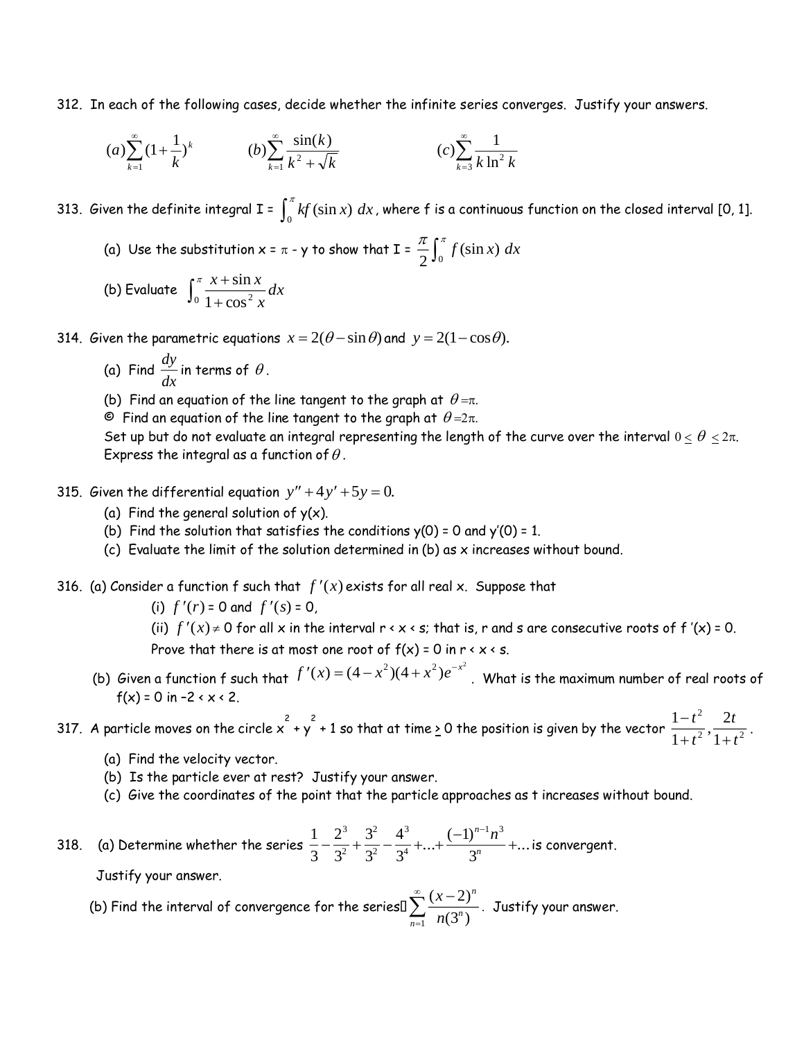312. In each of the following cases, decide whether the infinite series converges. Justify your answers.

$$(a)\sum_{k=1}^{\infty}(1+\frac{1}{k})^k \qquad (b)\sum_{k=1}^{\infty}\frac{\sin(k)}{k^2+\sqrt{k}} \qquad (c)\sum_{k=3}^{\infty}\frac{1}{k\ln^2 k}$$

313. Given the definite integral I = $\int_0^{\pi} kf(\sin x)\,dx$, where f is a continuous function on the closed interval [0, 1].

(a) Use the substitution x = $\pi$ - y to show that I = $\frac{\pi}{2}\int_0^{\pi} f(\sin x)\,dx$

(b) Evaluate $\int_0^{\pi}\frac{x+\sin x}{1+\cos^2 x}dx$

314. Given the parametric equations $x = 2(\theta - \sin\theta)$ and $y = 2(1-\cos\theta)$.

(a) Find $\frac{dy}{dx}$ in terms of $\theta$.

(b) Find an equation of the line tangent to the graph at $\theta = \pi$.

© Find an equation of the line tangent to the graph at $\theta = 2\pi$.

Set up but do not evaluate an integral representing the length of the curve over the interval $0 \leq \theta \leq 2\pi$. Express the integral as a function of $\theta$.

315. Given the differential equation $y'' + 4y' + 5y = 0$.

(a) Find the general solution of y(x).

(b) Find the solution that satisfies the conditions y(0) = 0 and y'(0) = 1.

(c) Evaluate the limit of the solution determined in (b) as x increases without bound.

316. (a) Consider a function f such that $f'(x)$ exists for all real x. Suppose that

(i) $f'(r) = 0$ and $f'(s) = 0$,

(ii) $f'(x) \neq 0$ for all x in the interval r < x < s; that is, r and s are consecutive roots of f '(x) = 0.

Prove that there is at most one root of f(x) = 0 in r < x < s.

(b) Given a function f such that $f'(x) = (4-x^2)(4+x^2)e^{-x^2}$. What is the maximum number of real roots of f(x) = 0 in –2 < x < 2.

317. A particle moves on the circle $x^2 + y^2 + 1$ so that at time $\geq$ 0 the position is given by the vector $\frac{1-t^2}{1+t^2}, \frac{2t}{1+t^2}$.

(a) Find the velocity vector.

(b) Is the particle ever at rest? Justify your answer.

(c) Give the coordinates of the point that the particle approaches as t increases without bound.

318. (a) Determine whether the series $\frac{1}{3} - \frac{2^3}{3^2} + \frac{3^2}{3^2} - \frac{4^3}{3^4} + \ldots + \frac{(-1)^{n-1}n^3}{3^n} + \ldots$ is convergent.

Justify your answer.

(b) Find the interval of convergence for the series $\sum_{n=1}^{\infty}\frac{(x-2)^n}{n(3^n)}$. Justify your answer.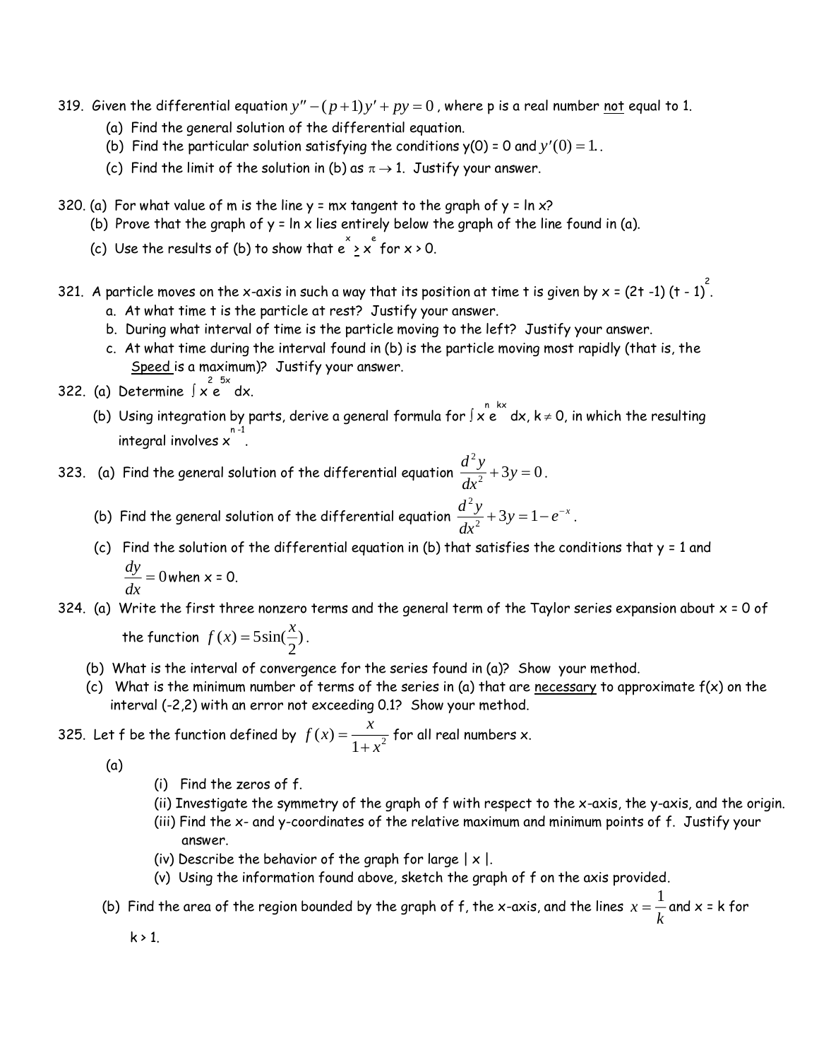319. Given the differential equation $y'' - (p+1)y' + py = 0$, where p is a real number not equal to 1.

(a) Find the general solution of the differential equation.

(b) Find the particular solution satisfying the conditions y(0) = 0 and $y'(0) = 1.$.

(c) Find the limit of the solution in (b) as $\pi \to 1$. Justify your answer.

320. (a) For what value of m is the line y = mx tangent to the graph of y = ln x?

(b) Prove that the graph of y = ln x lies entirely below the graph of the line found in (a).

(c) Use the results of (b) to show that $e^x \geq x^e$ for x > 0.

321. A particle moves on the x-axis in such a way that its position at time t is given by $x = (2t - 1)(t - 1)^2$.

a. At what time t is the particle at rest? Justify your answer.

b. During what interval of time is the particle moving to the left? Justify your answer.

c. At what time during the interval found in (b) is the particle moving most rapidly (that is, the Speed is a maximum)? Justify your answer.

322. (a) Determine $\int x^2 e^{5x}\, dx$.

(b) Using integration by parts, derive a general formula for $\int x^n e^{kx}\, dx$, $k \neq 0$, in which the resulting integral involves $x^{n-1}$.

323. (a) Find the general solution of the differential equation $\dfrac{d^2y}{dx^2} + 3y = 0$.

(b) Find the general solution of the differential equation $\dfrac{d^2y}{dx^2} + 3y = 1 - e^{-x}$.

(c) Find the solution of the differential equation in (b) that satisfies the conditions that y = 1 and $\dfrac{dy}{dx} = 0$ when x = 0.

324. (a) Write the first three nonzero terms and the general term of the Taylor series expansion about x = 0 of the function $f(x) = 5\sin(\frac{x}{2})$.

(b) What is the interval of convergence for the series found in (a)? Show your method.

(c) What is the minimum number of terms of the series in (a) that are necessary to approximate f(x) on the interval (-2,2) with an error not exceeding 0.1? Show your method.

325. Let f be the function defined by $f(x) = \dfrac{x}{1+x^2}$ for all real numbers x.

(a)

(i) Find the zeros of f.

(ii) Investigate the symmetry of the graph of f with respect to the x-axis, the y-axis, and the origin.

(iii) Find the x- and y-coordinates of the relative maximum and minimum points of f. Justify your answer.

(iv) Describe the behavior of the graph for large | x |.

(v) Using the information found above, sketch the graph of f on the axis provided.

(b) Find the area of the region bounded by the graph of f, the x-axis, and the lines $x = \dfrac{1}{k}$ and x = k for k > 1.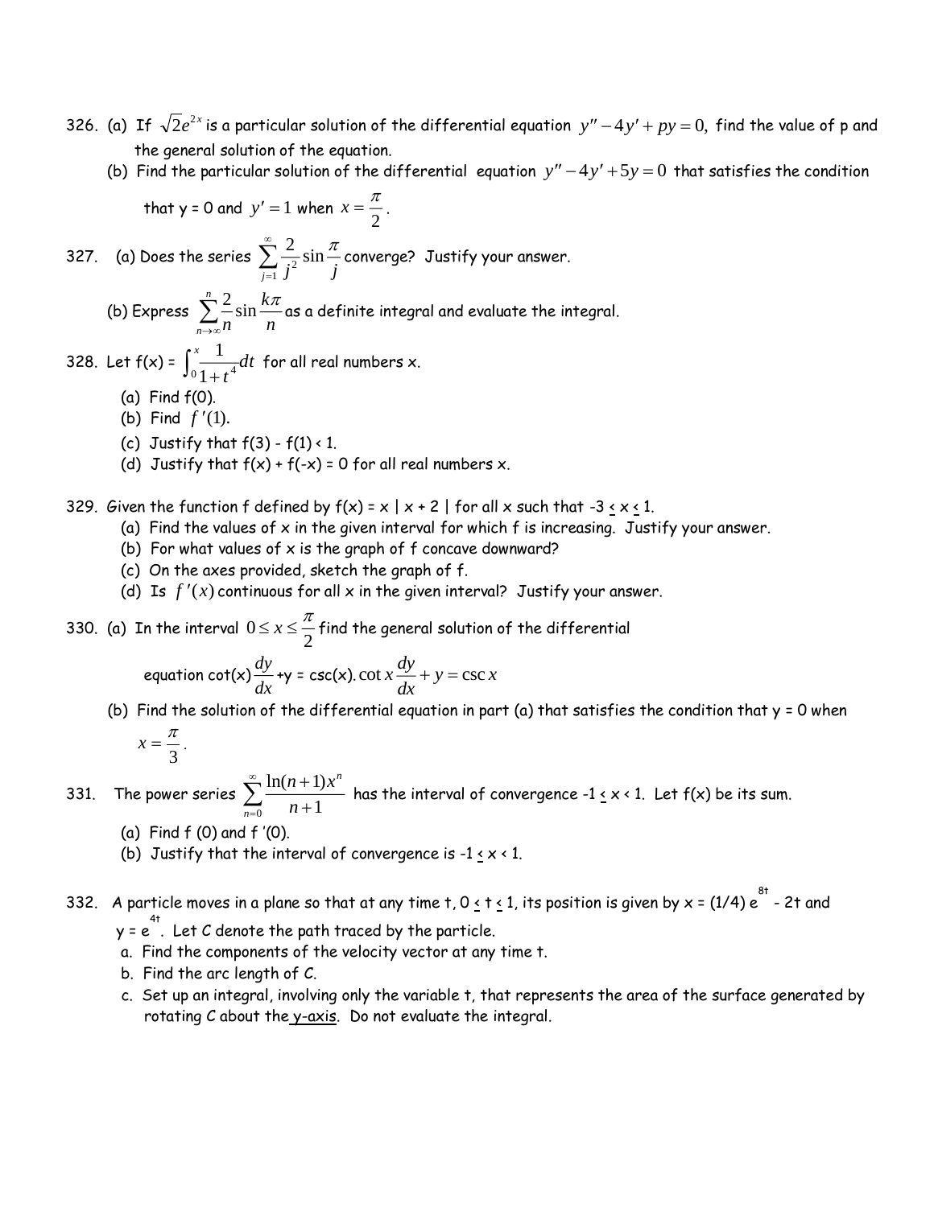326. (a) If $\sqrt{2}e^{2x}$ is a particular solution of the differential equation $y'' - 4y' + py = 0,$ find the value of p and the general solution of the equation.

(b) Find the particular solution of the differential equation $y'' - 4y' + 5y = 0$ that satisfies the condition that y = 0 and $y' = 1$ when $x = \dfrac{\pi}{2}$.

327. (a) Does the series $\displaystyle\sum_{j=1}^{\infty} \frac{2}{j^2} \sin\frac{\pi}{j}$ converge? Justify your answer.

(b) Express $\displaystyle\sum_{n\to\infty}^{n} \frac{2}{n} \sin\frac{k\pi}{n}$ as a definite integral and evaluate the integral.

328. Let f(x) = $\displaystyle\int_0^x \frac{1}{1+t^4}dt$ for all real numbers x.

(a) Find f(0).
(b) Find $f'(1)$.
(c) Justify that f(3) - f(1) < 1.
(d) Justify that f(x) + f(-x) = 0 for all real numbers x.

329. Given the function f defined by f(x) = x | x + 2 | for all x such that -3 ≤ x ≤ 1.

(a) Find the values of x in the given interval for which f is increasing. Justify your answer.
(b) For what values of x is the graph of f concave downward?
(c) On the axes provided, sketch the graph of f.
(d) Is $f'(x)$ continuous for all x in the given interval? Justify your answer.

330. (a) In the interval $0 \le x \le \dfrac{\pi}{2}$ find the general solution of the differential equation cot(x)$\dfrac{dy}{dx}$+y = csc(x). $\cot x\dfrac{dy}{dx} + y = \csc x$

(b) Find the solution of the differential equation in part (a) that satisfies the condition that y = 0 when $x = \dfrac{\pi}{3}$.

331. The power series $\displaystyle\sum_{n=0}^{\infty} \frac{\ln(n+1)x^n}{n+1}$ has the interval of convergence -1 ≤ x < 1. Let f(x) be its sum.

(a) Find f (0) and f '(0).
(b) Justify that the interval of convergence is -1 ≤ x < 1.

332. A particle moves in a plane so that at any time t, 0 ≤ t ≤ 1, its position is given by x = (1/4) $e^{8t}$ - 2t and y = $e^{4t}$. Let C denote the path traced by the particle.

a. Find the components of the velocity vector at any time t.
b. Find the arc length of C.
c. Set up an integral, involving only the variable t, that represents the area of the surface generated by rotating C about the y-axis. Do not evaluate the integral.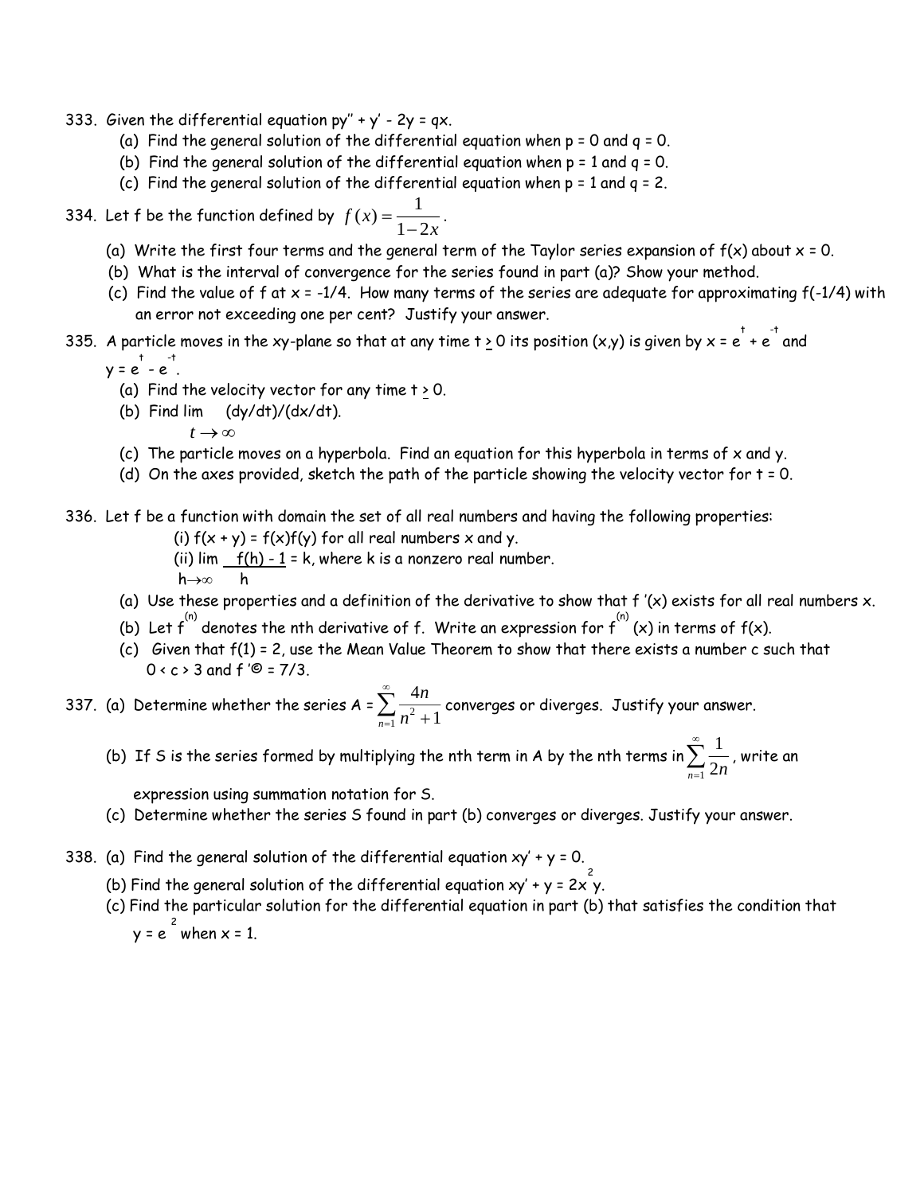333. Given the differential equation $py'' + y' - 2y = qx$.

(a) Find the general solution of the differential equation when $p = 0$ and $q = 0$.

(b) Find the general solution of the differential equation when $p = 1$ and $q = 0$.

(c) Find the general solution of the differential equation when $p = 1$ and $q = 2$.

334. Let f be the function defined by $f(x) = \dfrac{1}{1-2x}$.

(a) Write the first four terms and the general term of the Taylor series expansion of $f(x)$ about $x = 0$.

(b) What is the interval of convergence for the series found in part (a)? Show your method.

(c) Find the value of f at $x = -1/4$. How many terms of the series are adequate for approximating $f(-1/4)$ with an error not exceeding one per cent? Justify your answer.

335. A particle moves in the xy-plane so that at any time $t \geq 0$ its position $(x,y)$ is given by $x = e^{t} + e^{-t}$ and $y = e^{t} - e^{-t}$.

(a) Find the velocity vector for any time $t \geq 0$.

(b) Find $\lim\limits_{t \to \infty} (dy/dt)/(dx/dt)$.

(c) The particle moves on a hyperbola. Find an equation for this hyperbola in terms of x and y.

(d) On the axes provided, sketch the path of the particle showing the velocity vector for $t = 0$.

336. Let f be a function with domain the set of all real numbers and having the following properties:

(i) $f(x + y) = f(x)f(y)$ for all real numbers x and y.

(ii) $\lim\limits_{h \to \infty} \dfrac{f(h) - 1}{h} = k$, where k is a nonzero real number.

(a) Use these properties and a definition of the derivative to show that $f'(x)$ exists for all real numbers x.

(b) Let $f^{(n)}$ denotes the nth derivative of f. Write an expression for $f^{(n)}(x)$ in terms of $f(x)$.

(c) Given that $f(1) = 2$, use the Mean Value Theorem to show that there exists a number c such that $0 < c > 3$ and $f'$© = 7/3.

337. (a) Determine whether the series $A = \sum_{n=1}^{\infty} \dfrac{4n}{n^2+1}$ converges or diverges. Justify your answer.

(b) If S is the series formed by multiplying the nth term in A by the nth terms in $\sum_{n=1}^{\infty} \dfrac{1}{2n}$, write an expression using summation notation for S.

(c) Determine whether the series S found in part (b) converges or diverges. Justify your answer.

338. (a) Find the general solution of the differential equation $xy' + y = 0$.

(b) Find the general solution of the differential equation $xy' + y = 2x^2y$.

(c) Find the particular solution for the differential equation in part (b) that satisfies the condition that $y = e^2$ when $x = 1$.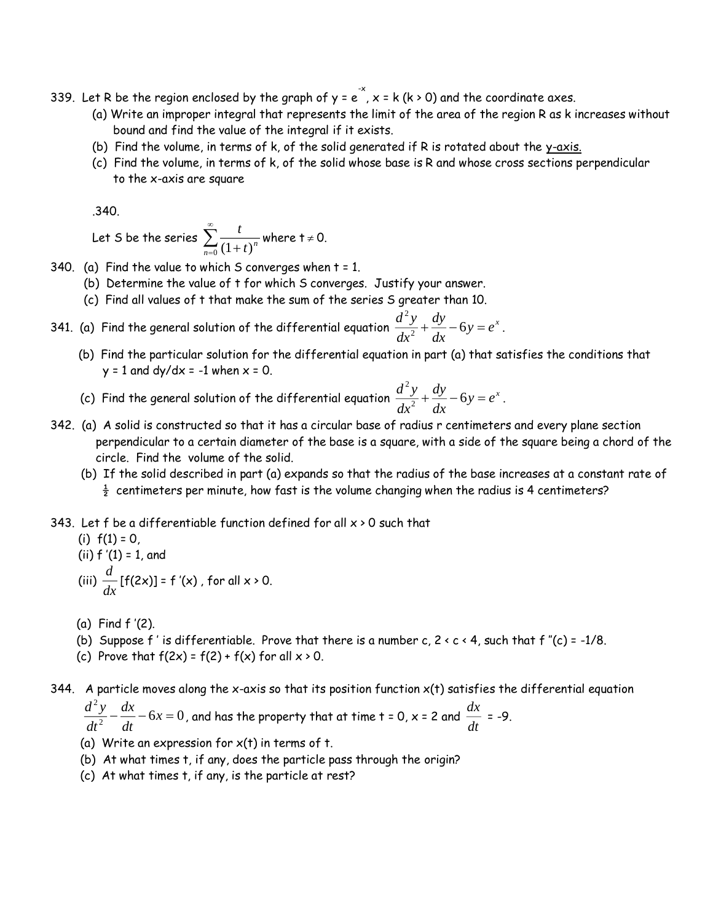339. Let R be the region enclosed by the graph of $y = e^{-x}$, x = k (k > 0) and the coordinate axes.

(a) Write an improper integral that represents the limit of the area of the region R as k increases without bound and find the value of the integral if it exists.

(b) Find the volume, in terms of k, of the solid generated if R is rotated about the y-axis.

(c) Find the volume, in terms of k, of the solid whose base is R and whose cross sections perpendicular to the x-axis are square

.340.

Let S be the series $\sum_{n=0}^{\infty} \frac{t}{(1+t)^n}$ where $t \neq 0$.

340. (a) Find the value to which S converges when t = 1.

(b) Determine the value of t for which S converges. Justify your answer.

(c) Find all values of t that make the sum of the series S greater than 10.

341. (a) Find the general solution of the differential equation $\frac{d^2y}{dx^2} + \frac{dy}{dx} - 6y = e^x$.

(b) Find the particular solution for the differential equation in part (a) that satisfies the conditions that y = 1 and dy/dx = -1 when x = 0.

(c) Find the general solution of the differential equation $\frac{d^2y}{dx^2} + \frac{dy}{dx} - 6y = e^x$.

342. (a) A solid is constructed so that it has a circular base of radius r centimeters and every plane section perpendicular to a certain diameter of the base is a square, with a side of the square being a chord of the circle. Find the volume of the solid.

(b) If the solid described in part (a) expands so that the radius of the base increases at a constant rate of $\frac{1}{2}$ centimeters per minute, how fast is the volume changing when the radius is 4 centimeters?

343. Let f be a differentiable function defined for all x > 0 such that

(i) f(1) = 0,

(ii) f '(1) = 1, and

(iii) $\frac{d}{dx}$[f(2x)] = f '(x) , for all x > 0.

(a) Find f '(2).

(b) Suppose f ' is differentiable. Prove that there is a number c, 2 < c < 4, such that f "(c) = -1/8.

(c) Prove that f(2x) = f(2) + f(x) for all x > 0.

344. A particle moves along the x-axis so that its position function x(t) satisfies the differential equation $\frac{d^2y}{dt^2} - \frac{dx}{dt} - 6x = 0$, and has the property that at time t = 0, x = 2 and $\frac{dx}{dt}$ = -9.

(a) Write an expression for x(t) in terms of t.

(b) At what times t, if any, does the particle pass through the origin?

(c) At what times t, if any, is the particle at rest?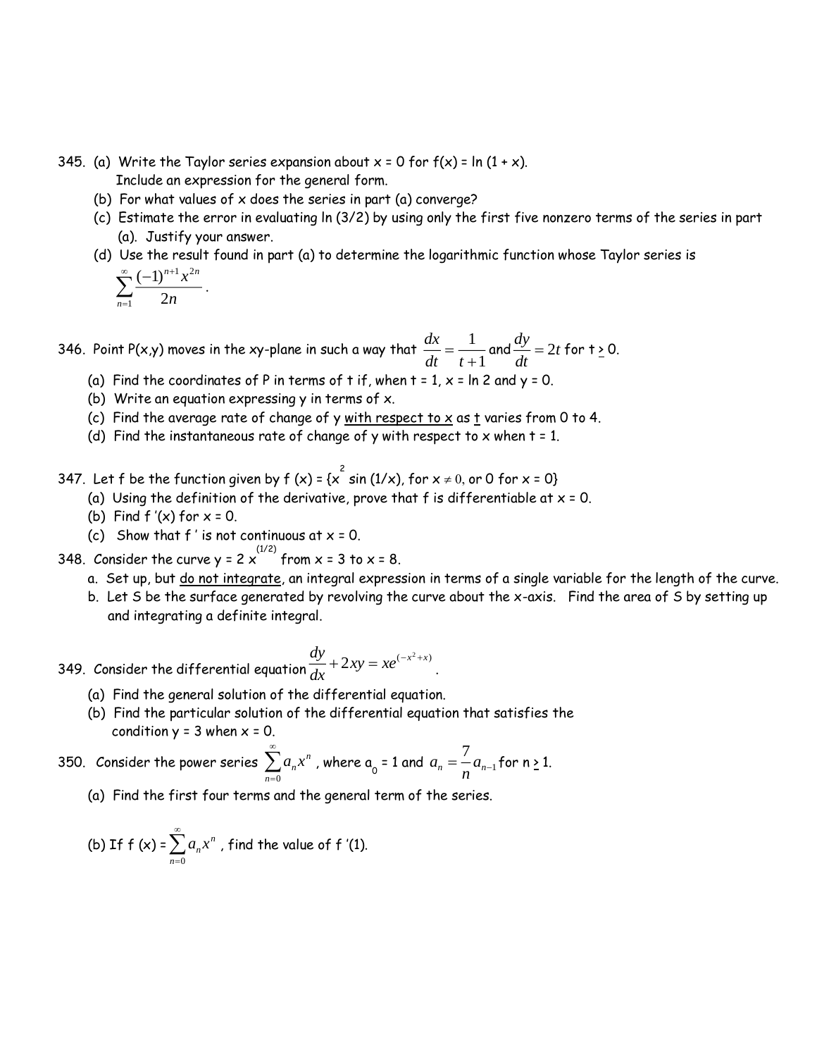345. (a) Write the Taylor series expansion about $x = 0$ for $f(x) = \ln(1 + x)$. Include an expression for the general form.

(b) For what values of $x$ does the series in part (a) converge?

(c) Estimate the error in evaluating $\ln(3/2)$ by using only the first five nonzero terms of the series in part (a). Justify your answer.

(d) Use the result found in part (a) to determine the logarithmic function whose Taylor series is $\sum_{n=1}^{\infty} \frac{(-1)^{n+1} x^{2n}}{2n}$.

346. Point $P(x,y)$ moves in the xy-plane in such a way that $\frac{dx}{dt} = \frac{1}{t+1}$ and $\frac{dy}{dt} = 2t$ for $t \geq 0$.

(a) Find the coordinates of P in terms of t if, when $t = 1$, $x = \ln 2$ and $y = 0$.

(b) Write an equation expressing y in terms of x.

(c) Find the average rate of change of y with respect to x as t varies from 0 to 4.

(d) Find the instantaneous rate of change of y with respect to x when $t = 1$.

347. Let f be the function given by $f(x) = \{x^2 \sin(1/x)$, for $x \neq 0$, or 0 for $x = 0\}$

(a) Using the definition of the derivative, prove that f is differentiable at $x = 0$.

(b) Find $f'(x)$ for $x = 0$.

(c) Show that $f'$ is not continuous at $x = 0$.

348. Consider the curve $y = 2x^{(1/2)}$ from $x = 3$ to $x = 8$.

a. Set up, but do not integrate, an integral expression in terms of a single variable for the length of the curve.

b. Let S be the surface generated by revolving the curve about the x-axis. Find the area of S by setting up and integrating a definite integral.

349. Consider the differential equation $\frac{dy}{dx} + 2xy = xe^{(-x^2+x)}$.

(a) Find the general solution of the differential equation.

(b) Find the particular solution of the differential equation that satisfies the condition $y = 3$ when $x = 0$.

350. Consider the power series $\sum_{n=0}^{\infty} a_n x^n$, where $a_0 = 1$ and $a_n = \frac{7}{n} a_{n-1}$ for $n \geq 1$.

(a) Find the first four terms and the general term of the series.

(b) If $f(x) = \sum_{n=0}^{\infty} a_n x^n$, find the value of $f'(1)$.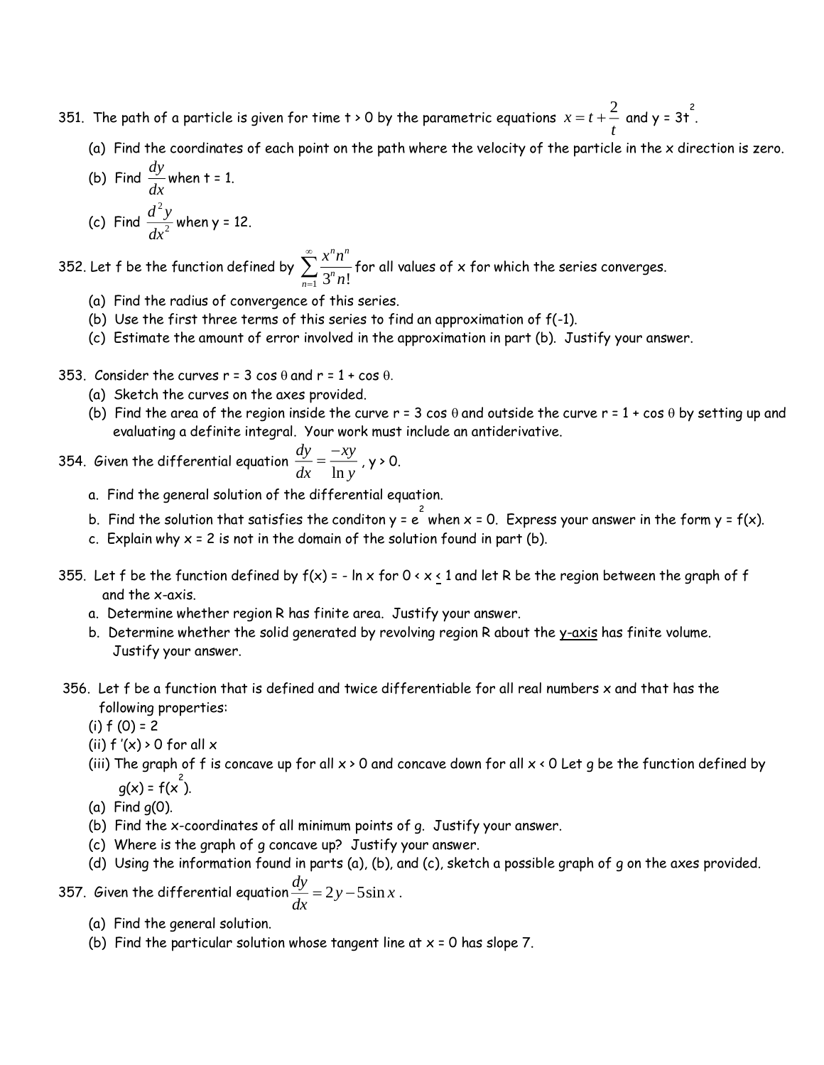351. The path of a particle is given for time t > 0 by the parametric equations $x = t + \frac{2}{t}$ and $y = 3t^2$.

   (a) Find the coordinates of each point on the path where the velocity of the particle in the x direction is zero.

   (b) Find $\frac{dy}{dx}$ when t = 1.

   (c) Find $\frac{d^2y}{dx^2}$ when y = 12.

352. Let f be the function defined by $\sum_{n=1}^{\infty} \frac{x^n n^n}{3^n n!}$ for all values of x for which the series converges.

   (a) Find the radius of convergence of this series.

   (b) Use the first three terms of this series to find an approximation of f(-1).

   (c) Estimate the amount of error involved in the approximation in part (b). Justify your answer.

353. Consider the curves r = 3 cos θ and r = 1 + cos θ.

   (a) Sketch the curves on the axes provided.

   (b) Find the area of the region inside the curve r = 3 cos θ and outside the curve r = 1 + cos θ by setting up and evaluating a definite integral. Your work must include an antiderivative.

354. Given the differential equation $\frac{dy}{dx} = \frac{-xy}{\ln y}$, y > 0.

   a. Find the general solution of the differential equation.

   b. Find the solution that satisfies the conditon $y = e^2$ when x = 0. Express your answer in the form y = f(x).

   c. Explain why x = 2 is not in the domain of the solution found in part (b).

355. Let f be the function defined by f(x) = - ln x for $0 < x \leq 1$ and let R be the region between the graph of f and the x-axis.

   a. Determine whether region R has finite area. Justify your answer.

   b. Determine whether the solid generated by revolving region R about the y-axis has finite volume. Justify your answer.

356. Let f be a function that is defined and twice differentiable for all real numbers x and that has the following properties:

   (i) f (0) = 2

   (ii) f '(x) > 0 for all x

   (iii) The graph of f is concave up for all x > 0 and concave down for all x < 0 Let g be the function defined by $g(x) = f(x^2)$.

   (a) Find g(0).

   (b) Find the x-coordinates of all minimum points of g. Justify your answer.

   (c) Where is the graph of g concave up? Justify your answer.

   (d) Using the information found in parts (a), (b), and (c), sketch a possible graph of g on the axes provided.

357. Given the differential equation $\frac{dy}{dx} = 2y - 5\sin x$.

   (a) Find the general solution.

   (b) Find the particular solution whose tangent line at x = 0 has slope 7.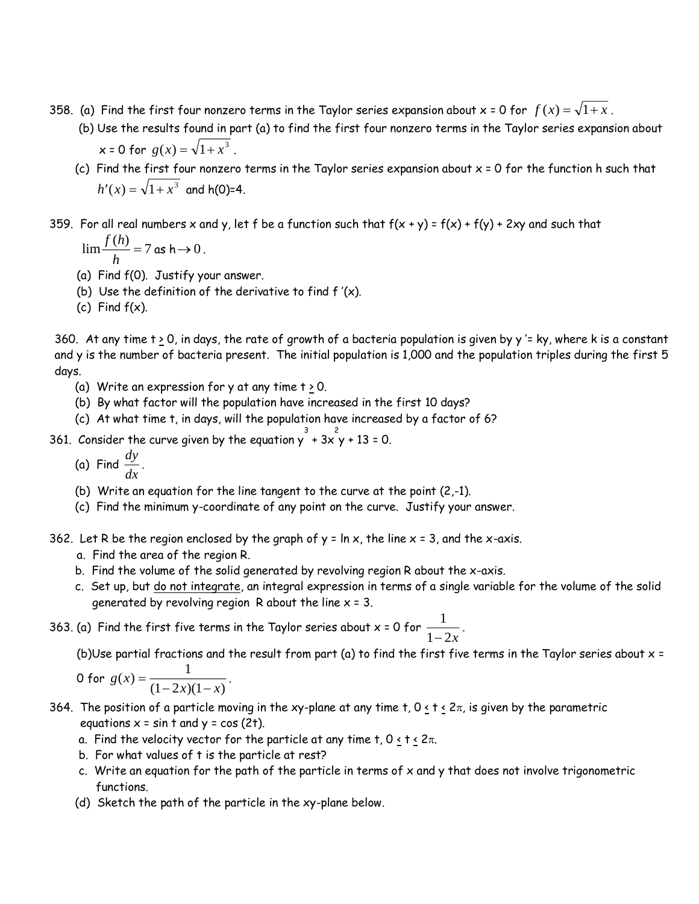358. (a) Find the first four nonzero terms in the Taylor series expansion about x = 0 for $f(x) = \sqrt{1+x}$.

  (b) Use the results found in part (a) to find the first four nonzero terms in the Taylor series expansion about x = 0 for $g(x) = \sqrt{1+x^3}$.

  (c) Find the first four nonzero terms in the Taylor series expansion about x = 0 for the function h such that $h'(x) = \sqrt{1+x^3}$ and h(0)=4.

359. For all real numbers x and y, let f be a function such that f(x + y) = f(x) + f(y) + 2xy and such that $\lim \frac{f(h)}{h} = 7$ as $h \to 0$.

  (a) Find f(0). Justify your answer.
  (b) Use the definition of the derivative to find f ′(x).
  (c) Find f(x).

360. At any time t ≥ 0, in days, the rate of growth of a bacteria population is given by y ′= ky, where k is a constant and y is the number of bacteria present. The initial population is 1,000 and the population triples during the first 5 days.

  (a) Write an expression for y at any time t ≥ 0.
  (b) By what factor will the population have increased in the first 10 days?
  (c) At what time t, in days, will the population have increased by a factor of 6?

361. Consider the curve given by the equation $y^3 + 3x^2y + 13 = 0$.

  (a) Find $\frac{dy}{dx}$.
  (b) Write an equation for the line tangent to the curve at the point (2,-1).
  (c) Find the minimum y-coordinate of any point on the curve. Justify your answer.

362. Let R be the region enclosed by the graph of y = ln x, the line x = 3, and the x-axis.

  a. Find the area of the region R.
  b. Find the volume of the solid generated by revolving region R about the x-axis.
  c. Set up, but <u>do not integrate</u>, an integral expression in terms of a single variable for the volume of the solid generated by revolving region R about the line x = 3.

363. (a) Find the first five terms in the Taylor series about x = 0 for $\frac{1}{1-2x}$.

  (b)Use partial fractions and the result from part (a) to find the first five terms in the Taylor series about x = 0 for $g(x) = \frac{1}{(1-2x)(1-x)}$.

364. The position of a particle moving in the xy-plane at any time t, $0 \le t \le 2\pi$, is given by the parametric equations x = sin t and y = cos (2t).

  a. Find the velocity vector for the particle at any time t, $0 \le t \le 2\pi$.
  b. For what values of t is the particle at rest?
  c. Write an equation for the path of the particle in terms of x and y that does not involve trigonometric functions.
  (d) Sketch the path of the particle in the xy-plane below.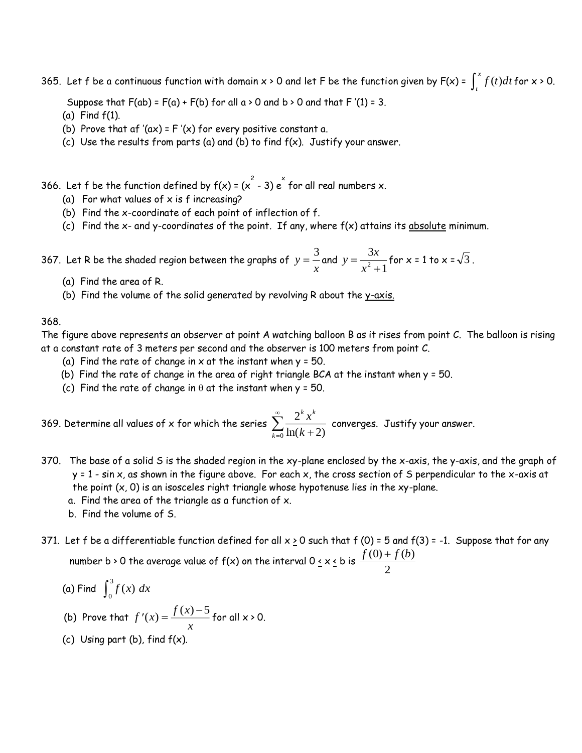365. Let f be a continuous function with domain x > 0 and let F be the function given by F(x) = $\int_t^x f(t)dt$ for x > 0.

Suppose that F(ab) = F(a) + F(b) for all a > 0 and b > 0 and that F '(1) = 3.

(a) Find f(1).
(b) Prove that af '(ax) = F '(x) for every positive constant a.
(c) Use the results from parts (a) and (b) to find f(x). Justify your answer.

366. Let f be the function defined by f(x) = $(x^2 - 3)\, e^x$ for all real numbers x.

(a) For what values of x is f increasing?
(b) Find the x-coordinate of each point of inflection of f.
(c) Find the x- and y-coordinates of the point. If any, where f(x) attains its absolute minimum.

367. Let R be the shaded region between the graphs of $y = \dfrac{3}{x}$ and $y = \dfrac{3x}{x^2+1}$ for x = 1 to x = $\sqrt{3}$.

(a) Find the area of R.
(b) Find the volume of the solid generated by revolving R about the y-axis.

368.
The figure above represents an observer at point A watching balloon B as it rises from point C. The balloon is rising at a constant rate of 3 meters per second and the observer is 100 meters from point C.

(a) Find the rate of change in x at the instant when y = 50.
(b) Find the rate of change in the area of right triangle BCA at the instant when y = 50.
(c) Find the rate of change in θ at the instant when y = 50.

369. Determine all values of x for which the series $\sum_{k=0}^{\infty} \dfrac{2^k x^k}{\ln(k+2)}$ converges. Justify your answer.

370. The base of a solid S is the shaded region in the xy-plane enclosed by the x-axis, the y-axis, and the graph of y = 1 - sin x, as shown in the figure above. For each x, the cross section of S perpendicular to the x-axis at the point (x, 0) is an isosceles right triangle whose hypotenuse lies in the xy-plane.

a. Find the area of the triangle as a function of x.
b. Find the volume of S.

371. Let f be a differentiable function defined for all x ≥ 0 such that f (0) = 5 and f(3) = -1. Suppose that for any number b > 0 the average value of f(x) on the interval 0 ≤ x ≤ b is $\dfrac{f(0) + f(b)}{2}$

(a) Find $\int_0^3 f(x)\, dx$

(b) Prove that $f'(x) = \dfrac{f(x) - 5}{x}$ for all x > 0.

(c) Using part (b), find f(x).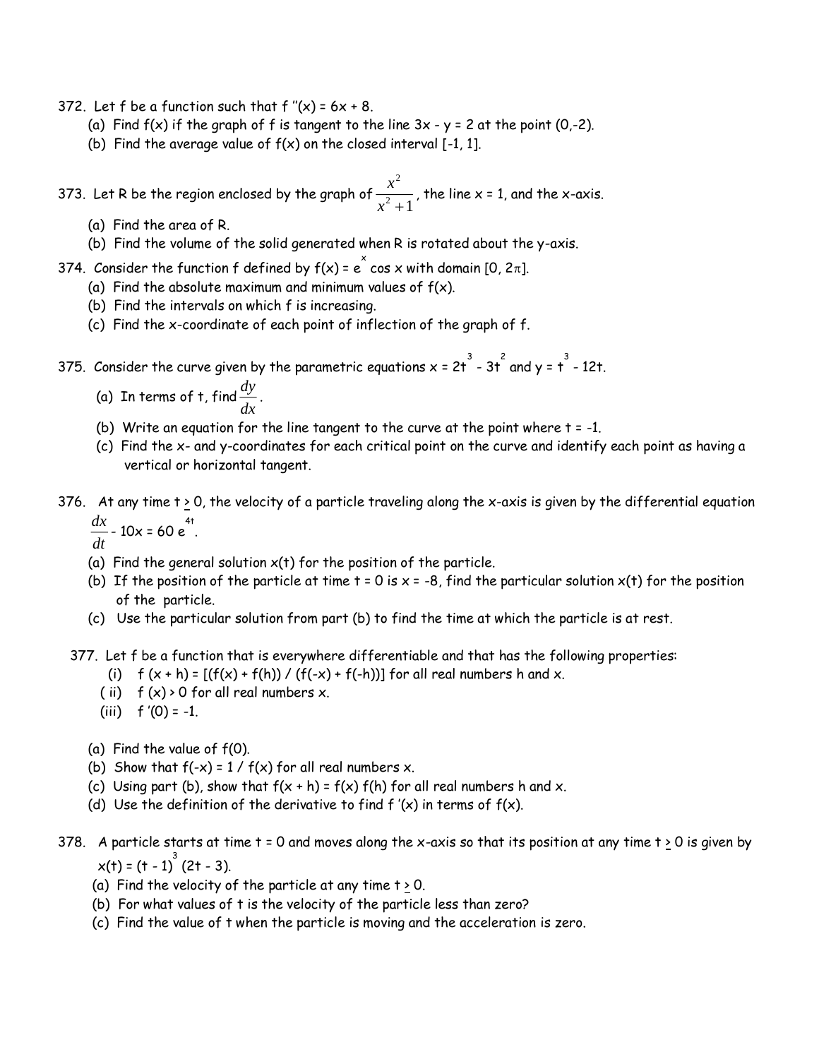372. Let f be a function such that $f''(x) = 6x + 8$.

(a) Find $f(x)$ if the graph of f is tangent to the line $3x - y = 2$ at the point $(0,-2)$.

(b) Find the average value of $f(x)$ on the closed interval $[-1, 1]$.

373. Let R be the region enclosed by the graph of $\frac{x^2}{x^2+1}$, the line $x = 1$, and the x-axis.

(a) Find the area of R.

(b) Find the volume of the solid generated when R is rotated about the y-axis.

374. Consider the function f defined by $f(x) = e^x \cos x$ with domain $[0, 2\pi]$.

(a) Find the absolute maximum and minimum values of $f(x)$.

(b) Find the intervals on which f is increasing.

(c) Find the x-coordinate of each point of inflection of the graph of f.

375. Consider the curve given by the parametric equations $x = 2t^3 - 3t^2$ and $y = t^3 - 12t$.

(a) In terms of t, find $\frac{dy}{dx}$.

(b) Write an equation for the line tangent to the curve at the point where $t = -1$.

(c) Find the x- and y-coordinates for each critical point on the curve and identify each point as having a vertical or horizontal tangent.

376. At any time $t \geq 0$, the velocity of a particle traveling along the x-axis is given by the differential equation $\frac{dx}{dt} - 10x = 60e^{4t}$.

(a) Find the general solution $x(t)$ for the position of the particle.

(b) If the position of the particle at time $t = 0$ is $x = -8$, find the particular solution $x(t)$ for the position of the particle.

(c) Use the particular solution from part (b) to find the time at which the particle is at rest.

377. Let f be a function that is everywhere differentiable and that has the following properties:

(i) $f(x + h) = [(f(x) + f(h)) / (f(-x) + f(-h))]$ for all real numbers h and x.

(ii) $f(x) > 0$ for all real numbers x.

(iii) $f'(0) = -1$.

(a) Find the value of $f(0)$.

(b) Show that $f(-x) = 1 / f(x)$ for all real numbers x.

(c) Using part (b), show that $f(x + h) = f(x) f(h)$ for all real numbers h and x.

(d) Use the definition of the derivative to find $f'(x)$ in terms of $f(x)$.

378. A particle starts at time $t = 0$ and moves along the x-axis so that its position at any time $t \geq 0$ is given by $x(t) = (t - 1)^3 (2t - 3)$.

(a) Find the velocity of the particle at any time $t \geq 0$.

(b) For what values of t is the velocity of the particle less than zero?

(c) Find the value of t when the particle is moving and the acceleration is zero.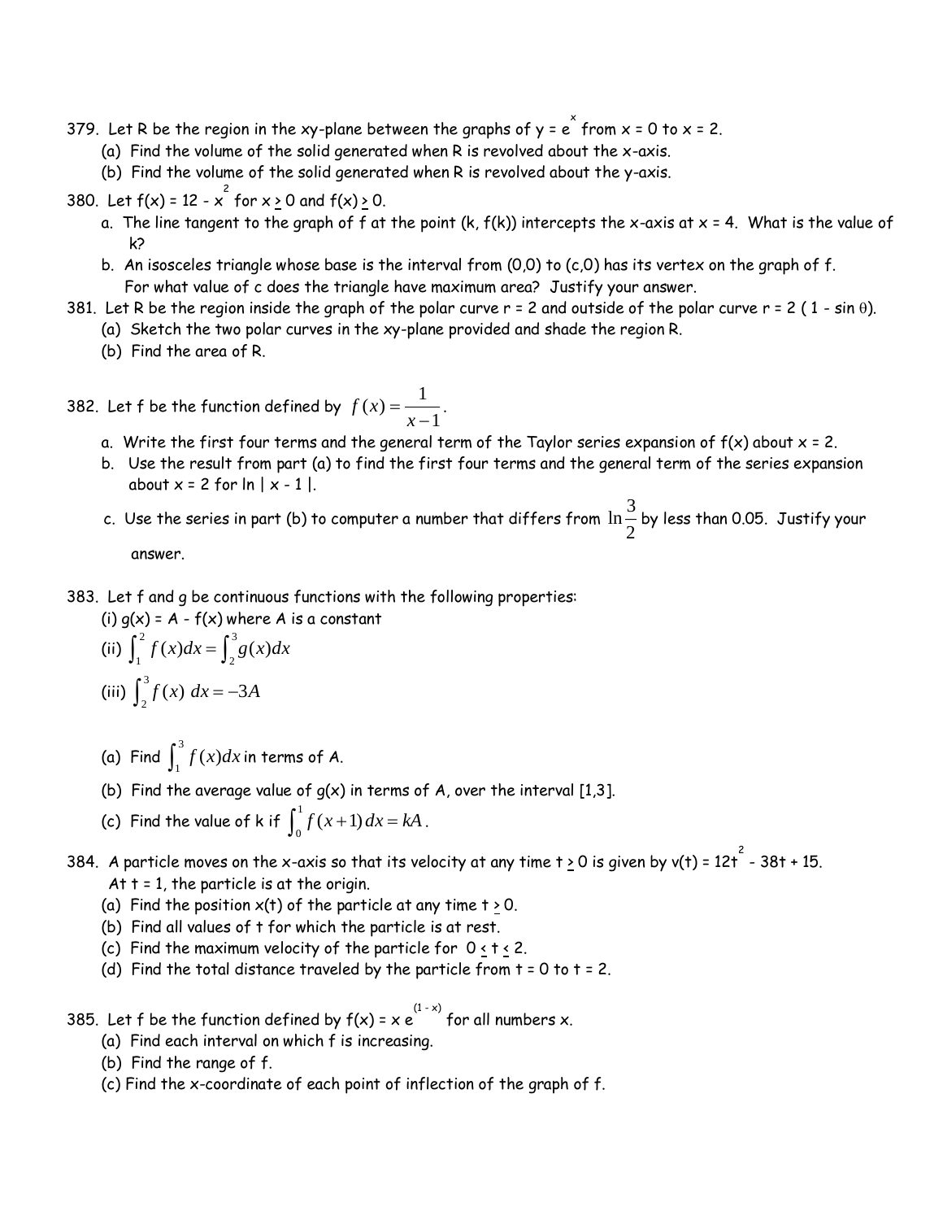379. Let R be the region in the xy-plane between the graphs of $y = e^x$ from x = 0 to x = 2.

   (a) Find the volume of the solid generated when R is revolved about the x-axis.

   (b) Find the volume of the solid generated when R is revolved about the y-axis.

380. Let $f(x) = 12 - x^2$ for $x \geq 0$ and $f(x) \geq 0$.

   a. The line tangent to the graph of f at the point (k, f(k)) intercepts the x-axis at x = 4. What is the value of k?

   b. An isosceles triangle whose base is the interval from (0,0) to (c,0) has its vertex on the graph of f. For what value of c does the triangle have maximum area? Justify your answer.

381. Let R be the region inside the graph of the polar curve r = 2 and outside of the polar curve $r = 2(1 - \sin\theta)$.

   (a) Sketch the two polar curves in the xy-plane provided and shade the region R.

   (b) Find the area of R.

382. Let f be the function defined by $f(x) = \dfrac{1}{x-1}$.

   a. Write the first four terms and the general term of the Taylor series expansion of f(x) about x = 2.

   b. Use the result from part (a) to find the first four terms and the general term of the series expansion about x = 2 for $\ln|x - 1|$.

   c. Use the series in part (b) to computer a number that differs from $\ln\dfrac{3}{2}$ by less than 0.05. Justify your answer.

383. Let f and g be continuous functions with the following properties:

   (i) g(x) = A - f(x) where A is a constant

   (ii) $\int_1^2 f(x)dx = \int_2^3 g(x)dx$

   (iii) $\int_2^3 f(x)\,dx = -3A$

   (a) Find $\int_1^3 f(x)dx$ in terms of A.

   (b) Find the average value of g(x) in terms of A, over the interval [1,3].

   (c) Find the value of k if $\int_0^1 f(x+1)\,dx = kA$.

384. A particle moves on the x-axis so that its velocity at any time $t \geq 0$ is given by $v(t) = 12t^2 - 38t + 15$. At t = 1, the particle is at the origin.

   (a) Find the position x(t) of the particle at any time $t \geq 0$.

   (b) Find all values of t for which the particle is at rest.

   (c) Find the maximum velocity of the particle for $0 \leq t \leq 2$.

   (d) Find the total distance traveled by the particle from t = 0 to t = 2.

385. Let f be the function defined by $f(x) = x\,e^{(1-x)}$ for all numbers x.

   (a) Find each interval on which f is increasing.

   (b) Find the range of f.

   (c) Find the x-coordinate of each point of inflection of the graph of f.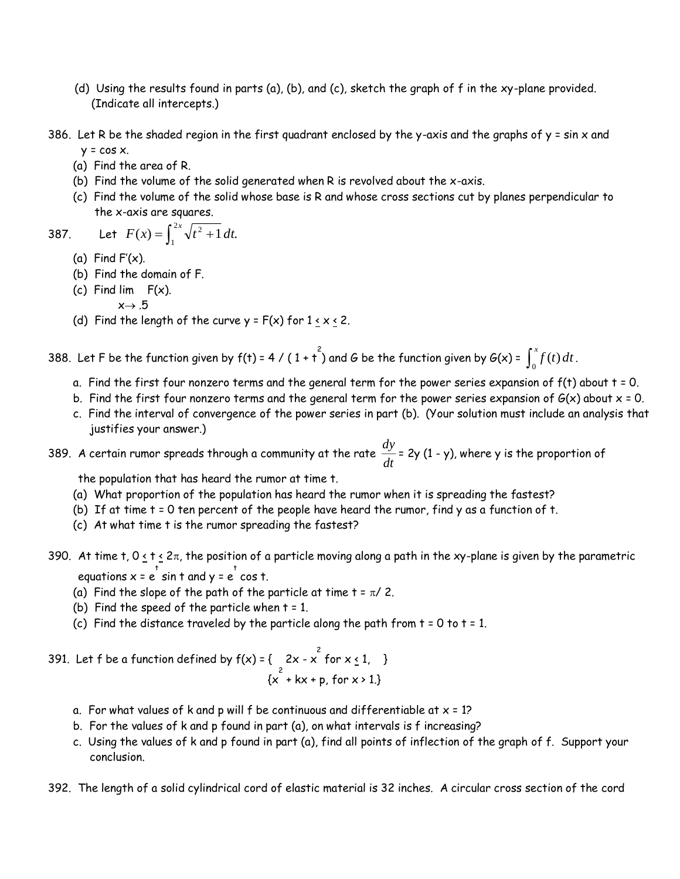(d) Using the results found in parts (a), (b), and (c), sketch the graph of f in the xy-plane provided. (Indicate all intercepts.)

386. Let R be the shaded region in the first quadrant enclosed by the y-axis and the graphs of $y = \sin x$ and $y = \cos x$.

(a) Find the area of R.

(b) Find the volume of the solid generated when R is revolved about the x-axis.

(c) Find the volume of the solid whose base is R and whose cross sections cut by planes perpendicular to the x-axis are squares.

387. Let $F(x) = \int_1^{2x} \sqrt{t^2+1}\,dt.$

(a) Find $F'(x)$.

(b) Find the domain of F.

(c) Find $\lim_{x \to .5} F(x)$.

(d) Find the length of the curve $y = F(x)$ for $1 \le x \le 2$.

388. Let F be the function given by $f(t) = 4 / (1 + t^2)$ and G be the function given by $G(x) = \int_0^x f(t)\,dt$.

a. Find the first four nonzero terms and the general term for the power series expansion of f(t) about t = 0.

b. Find the first four nonzero terms and the general term for the power series expansion of G(x) about x = 0.

c. Find the interval of convergence of the power series in part (b). (Your solution must include an analysis that justifies your answer.)

389. A certain rumor spreads through a community at the rate $\frac{dy}{dt} = 2y(1 - y)$, where y is the proportion of the population that has heard the rumor at time t.

(a) What proportion of the population has heard the rumor when it is spreading the fastest?

(b) If at time t = 0 ten percent of the people have heard the rumor, find y as a function of t.

(c) At what time t is the rumor spreading the fastest?

390. At time t, $0 \le t \le 2\pi$, the position of a particle moving along a path in the xy-plane is given by the parametric equations $x = e^t \sin t$ and $y = e^t \cos t$.

(a) Find the slope of the path of the particle at time $t = \pi/2$.

(b) Find the speed of the particle when t = 1.

(c) Find the distance traveled by the particle along the path from t = 0 to t = 1.

391. Let f be a function defined by $f(x) = \begin{cases} 2x - x^2 & \text{for } x \le 1, \\ x^2 + kx + p, & \text{for } x > 1. \end{cases}$

a. For what values of k and p will f be continuous and differentiable at x = 1?

b. For the values of k and p found in part (a), on what intervals is f increasing?

c. Using the values of k and p found in part (a), find all points of inflection of the graph of f. Support your conclusion.

392. The length of a solid cylindrical cord of elastic material is 32 inches. A circular cross section of the cord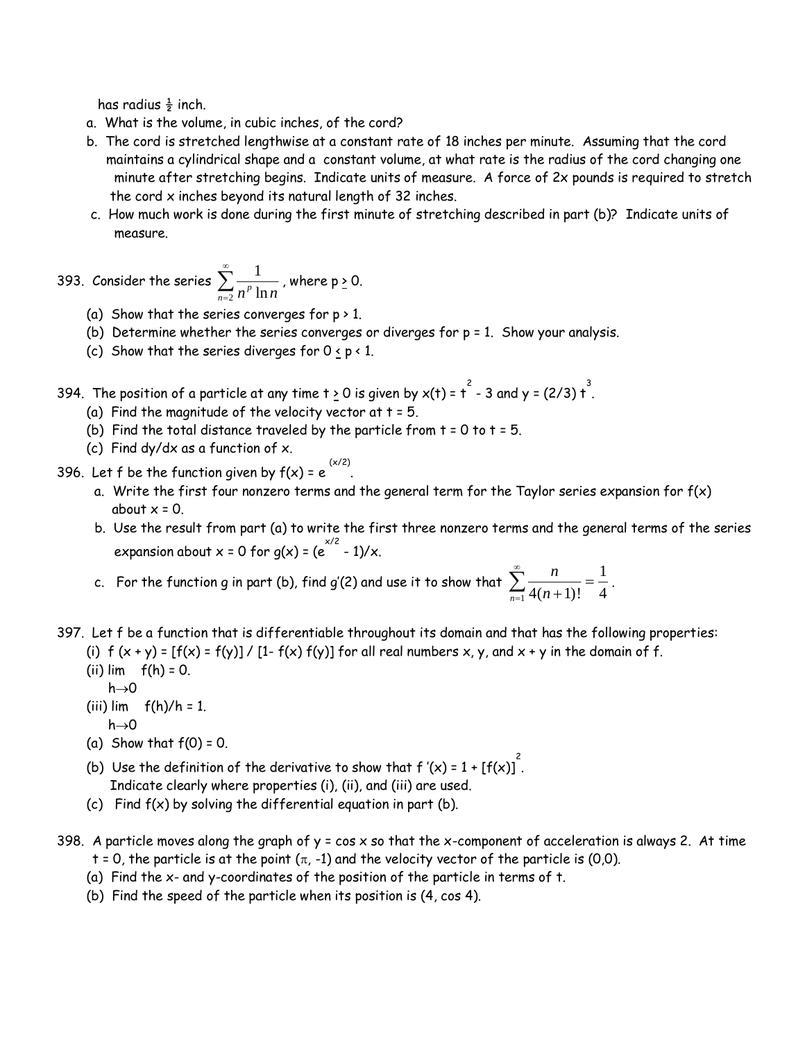has radius ½ inch.

a. What is the volume, in cubic inches, of the cord?
b. The cord is stretched lengthwise at a constant rate of 18 inches per minute. Assuming that the cord maintains a cylindrical shape and a constant volume, at what rate is the radius of the cord changing one minute after stretching begins. Indicate units of measure. A force of 2x pounds is required to stretch the cord x inches beyond its natural length of 32 inches.
c. How much work is done during the first minute of stretching described in part (b)? Indicate units of measure.

393. Consider the series $\sum_{n=2}^{\infty} \frac{1}{n^p \ln n}$, where $p \geq 0$.

(a) Show that the series converges for $p > 1$.
(b) Determine whether the series converges or diverges for $p = 1$. Show your analysis.
(c) Show that the series diverges for $0 \leq p < 1$.

394. The position of a particle at any time $t \geq 0$ is given by $x(t) = t^2 - 3$ and $y = (2/3)t^3$.

(a) Find the magnitude of the velocity vector at $t = 5$.
(b) Find the total distance traveled by the particle from $t = 0$ to $t = 5$.
(c) Find $dy/dx$ as a function of $x$.

396. Let f be the function given by $f(x) = e^{(x/2)}$.

a. Write the first four nonzero terms and the general term for the Taylor series expansion for f(x) about x = 0.
b. Use the result from part (a) to write the first three nonzero terms and the general terms of the series expansion about x = 0 for $g(x) = (e^{x/2} - 1)/x$.
c. For the function g in part (b), find g′(2) and use it to show that $\sum_{n=1}^{\infty} \frac{n}{4(n+1)!} = \frac{1}{4}$.

397. Let f be a function that is differentiable throughout its domain and that has the following properties:

(i) $f(x + y) = [f(x) = f(y)] / [1 - f(x) f(y)]$ for all real numbers x, y, and x + y in the domain of f.
(ii) $\lim_{h \to 0} f(h) = 0$.
(iii) $\lim_{h \to 0} f(h)/h = 1$.
(a) Show that f(0) = 0.
(b) Use the definition of the derivative to show that $f'(x) = 1 + [f(x)]^2$. Indicate clearly where properties (i), (ii), and (iii) are used.
(c) Find f(x) by solving the differential equation in part (b).

398. A particle moves along the graph of y = cos x so that the x-component of acceleration is always 2. At time t = 0, the particle is at the point (π, -1) and the velocity vector of the particle is (0,0).

(a) Find the x- and y-coordinates of the position of the particle in terms of t.
(b) Find the speed of the particle when its position is (4, cos 4).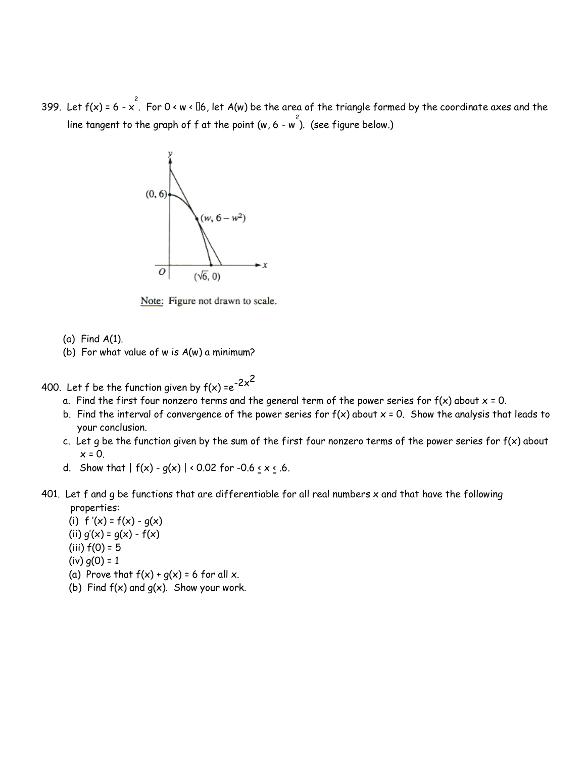399. Let $f(x) = 6 - x^2$. For $0 < w < \sqrt{6}$, let $A(w)$ be the area of the triangle formed by the coordinate axes and the line tangent to the graph of f at the point $(w, 6 - w^2)$. (see figure below.)

Note: Figure not drawn to scale.

(a) Find $A(1)$.
(b) For what value of w is $A(w)$ a minimum?

400. Let f be the function given by $f(x) = e^{-2x^2}$

a. Find the first four nonzero terms and the general term of the power series for $f(x)$ about $x = 0$.
b. Find the interval of convergence of the power series for $f(x)$ about $x = 0$. Show the analysis that leads to your conclusion.
c. Let g be the function given by the sum of the first four nonzero terms of the power series for $f(x)$ about $x = 0$.
d. Show that $| f(x) - g(x) | < 0.02$ for $-0.6 \leq x \leq .6$.

401. Let f and g be functions that are differentiable for all real numbers x and that have the following properties:

(i) $f'(x) = f(x) - g(x)$
(ii) $g'(x) = g(x) - f(x)$
(iii) $f(0) = 5$
(iv) $g(0) = 1$

(a) Prove that $f(x) + g(x) = 6$ for all x.
(b) Find $f(x)$ and $g(x)$. Show your work.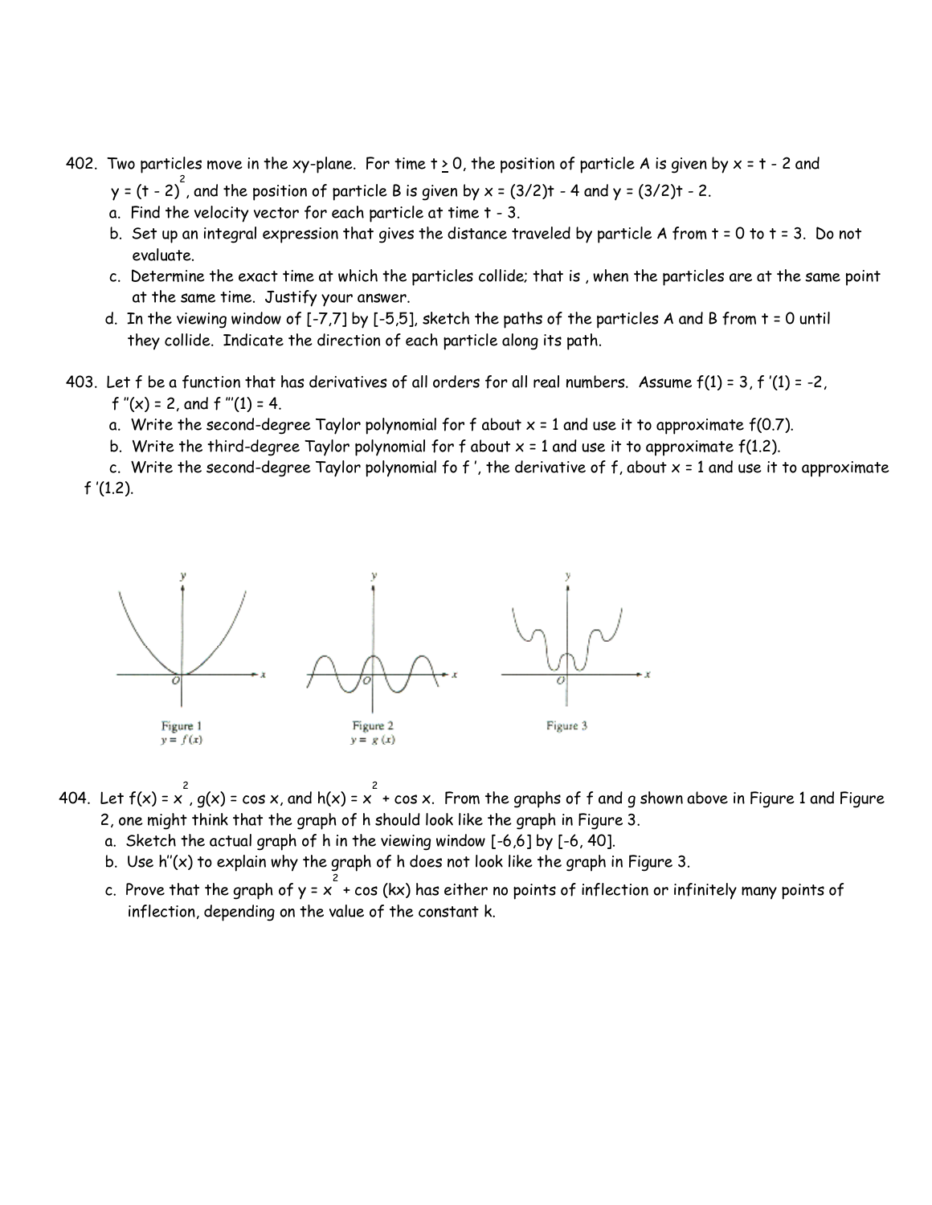402. Two particles move in the xy-plane. For time $t \geq 0$, the position of particle A is given by $x = t - 2$ and $y = (t - 2)^2$, and the position of particle B is given by $x = (3/2)t - 4$ and $y = (3/2)t - 2$.

   a. Find the velocity vector for each particle at time t - 3.

   b. Set up an integral expression that gives the distance traveled by particle A from t = 0 to t = 3. Do not evaluate.

   c. Determine the exact time at which the particles collide; that is , when the particles are at the same point at the same time. Justify your answer.

   d. In the viewing window of [-7,7] by [-5,5], sketch the paths of the particles A and B from t = 0 until they collide. Indicate the direction of each particle along its path.

403. Let f be a function that has derivatives of all orders for all real numbers. Assume $f(1) = 3$, $f'(1) = -2$, $f''(x) = 2$, and $f'''(1) = 4$.

   a. Write the second-degree Taylor polynomial for f about x = 1 and use it to approximate f(0.7).

   b. Write the third-degree Taylor polynomial for f about x = 1 and use it to approximate f(1.2).

   c. Write the second-degree Taylor polynomial fo f ', the derivative of f, about x = 1 and use it to approximate f '(1.2).

Figure 1
$y = f(x)$

Figure 2
$y = g(x)$

Figure 3

404. Let $f(x) = x^2$, $g(x) = \cos x$, and $h(x) = x^2 + \cos x$. From the graphs of f and g shown above in Figure 1 and Figure 2, one might think that the graph of h should look like the graph in Figure 3.

   a. Sketch the actual graph of h in the viewing window [-6,6] by [-6, 40].

   b. Use $h''(x)$ to explain why the graph of h does not look like the graph in Figure 3.

   c. Prove that the graph of $y = x^2 + \cos(kx)$ has either no points of inflection or infinitely many points of inflection, depending on the value of the constant k.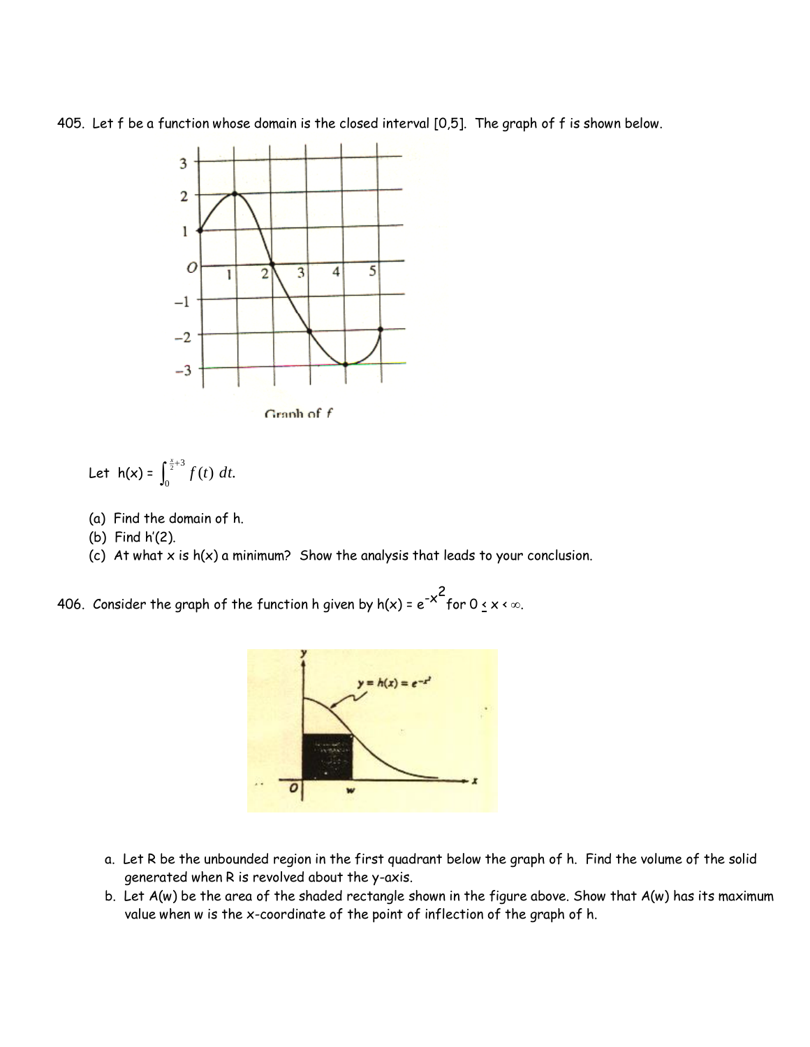405. Let f be a function whose domain is the closed interval [0,5]. The graph of f is shown below.

Graph of f

Let $h(x) = \int_0^{\frac{x}{2}+3} f(t)\,dt.$

(a) Find the domain of h.
(b) Find h′(2).
(c) At what x is h(x) a minimum? Show the analysis that leads to your conclusion.

406. Consider the graph of the function h given by $h(x) = e^{-x^2}$ for $0 \le x < \infty$.

a. Let R be the unbounded region in the first quadrant below the graph of h. Find the volume of the solid generated when R is revolved about the y-axis.
b. Let A(w) be the area of the shaded rectangle shown in the figure above. Show that A(w) has its maximum value when w is the x-coordinate of the point of inflection of the graph of h.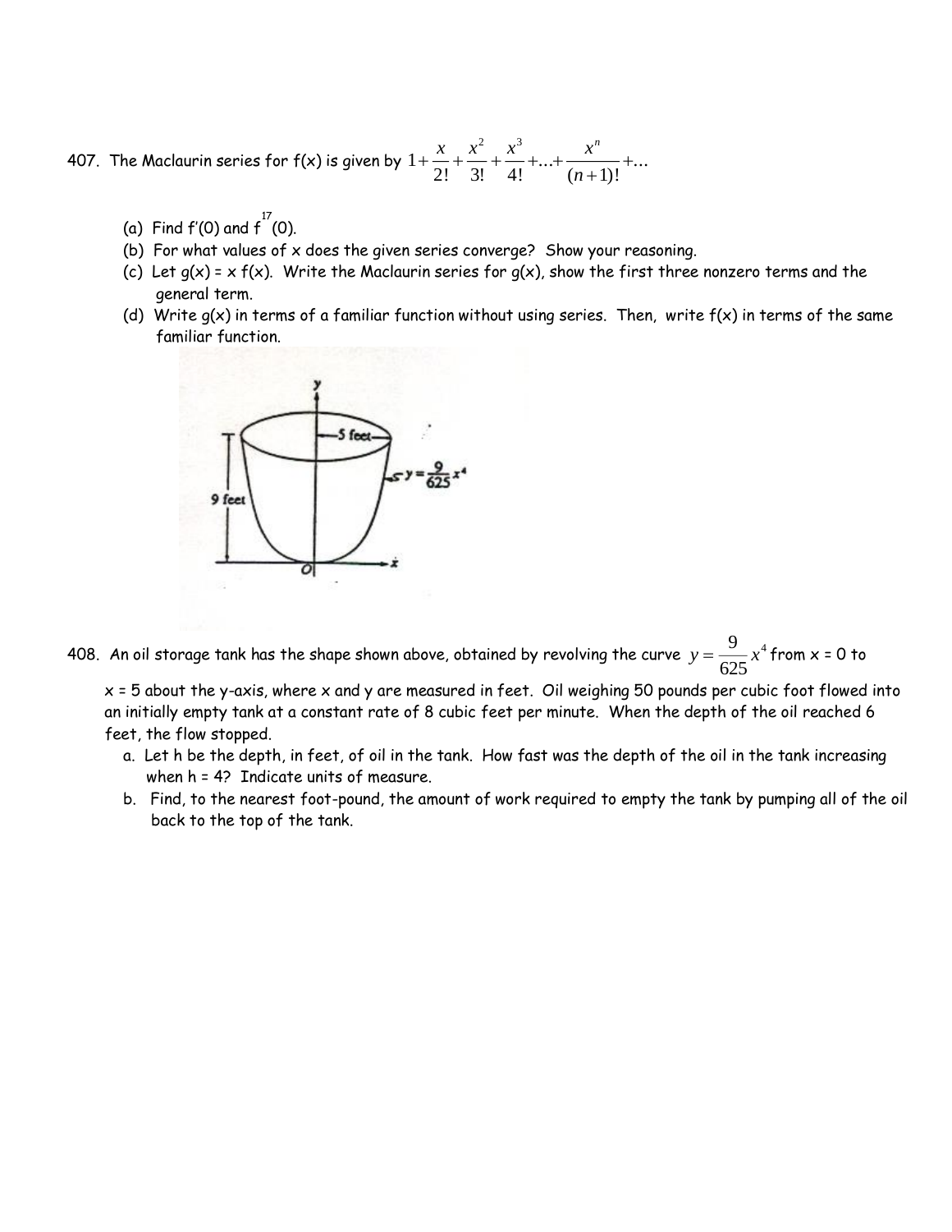407. The Maclaurin series for f(x) is given by $1+\frac{x}{2!}+\frac{x^2}{3!}+\frac{x^3}{4!}+...+\frac{x^n}{(n+1)!}+...$

(a) Find $f'(0)$ and $f^{17}(0)$.

(b) For what values of x does the given series converge? Show your reasoning.

(c) Let $g(x) = x\,f(x)$. Write the Maclaurin series for g(x), show the first three nonzero terms and the general term.

(d) Write g(x) in terms of a familiar function without using series. Then, write f(x) in terms of the same familiar function.

408. An oil storage tank has the shape shown above, obtained by revolving the curve $y=\frac{9}{625}x^4$ from x = 0 to x = 5 about the y-axis, where x and y are measured in feet. Oil weighing 50 pounds per cubic foot flowed into an initially empty tank at a constant rate of 8 cubic feet per minute. When the depth of the oil reached 6 feet, the flow stopped.

a. Let h be the depth, in feet, of oil in the tank. How fast was the depth of the oil in the tank increasing when h = 4? Indicate units of measure.

b. Find, to the nearest foot-pound, the amount of work required to empty the tank by pumping all of the oil back to the top of the tank.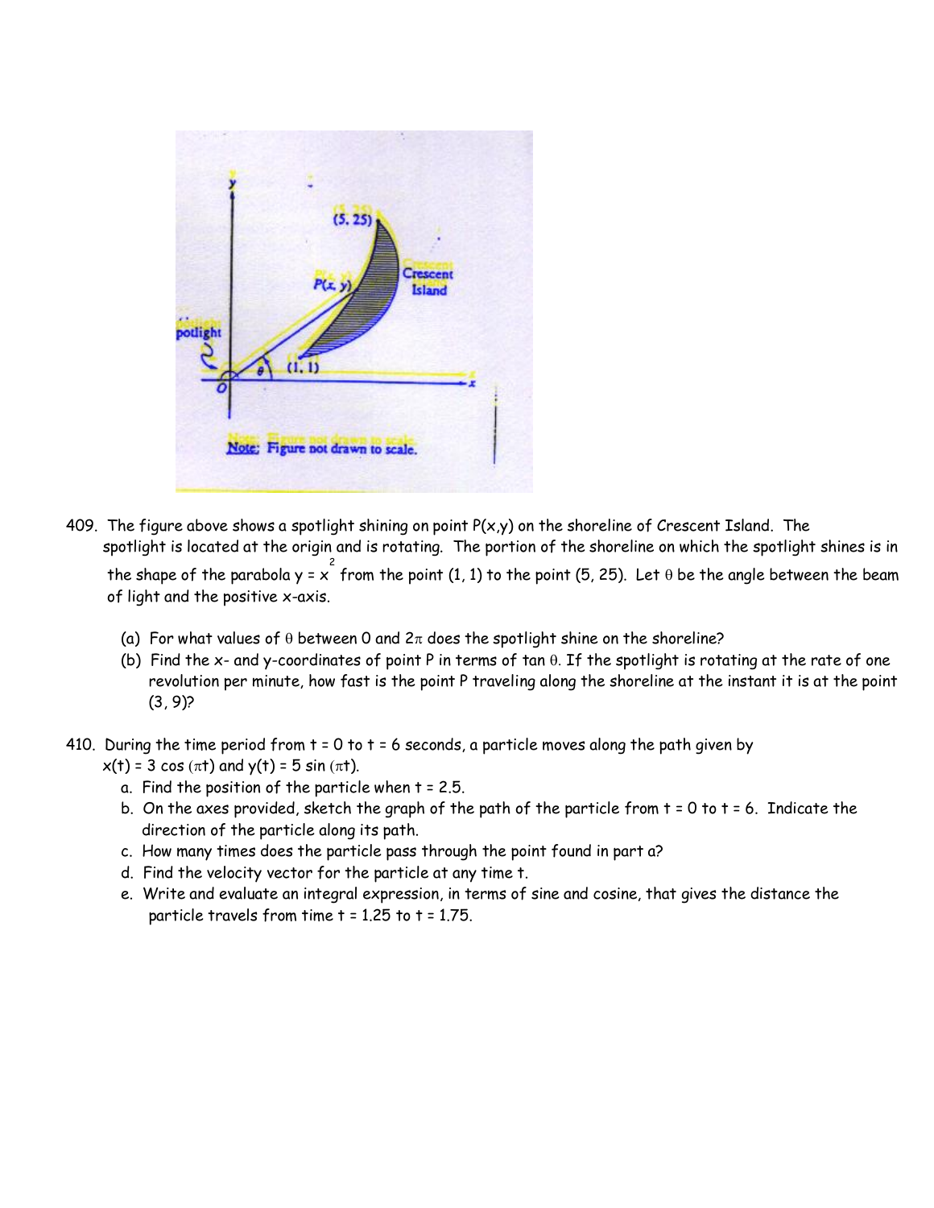409. The figure above shows a spotlight shining on point $P(x,y)$ on the shoreline of Crescent Island. The spotlight is located at the origin and is rotating. The portion of the shoreline on which the spotlight shines is in the shape of the parabola $y = x^2$ from the point (1, 1) to the point (5, 25). Let $\theta$ be the angle between the beam of light and the positive x-axis.

   (a) For what values of $\theta$ between 0 and $2\pi$ does the spotlight shine on the shoreline?
   
   (b) Find the x- and y-coordinates of point P in terms of $\tan\theta$. If the spotlight is rotating at the rate of one revolution per minute, how fast is the point P traveling along the shoreline at the instant it is at the point (3, 9)?

410. During the time period from $t = 0$ to $t = 6$ seconds, a particle moves along the path given by $x(t) = 3\cos(\pi t)$ and $y(t) = 5\sin(\pi t)$.

   a. Find the position of the particle when $t = 2.5$.
   
   b. On the axes provided, sketch the graph of the path of the particle from $t = 0$ to $t = 6$. Indicate the direction of the particle along its path.
   
   c. How many times does the particle pass through the point found in part a?
   
   d. Find the velocity vector for the particle at any time $t$.
   
   e. Write and evaluate an integral expression, in terms of sine and cosine, that gives the distance the particle travels from time $t = 1.25$ to $t = 1.75$.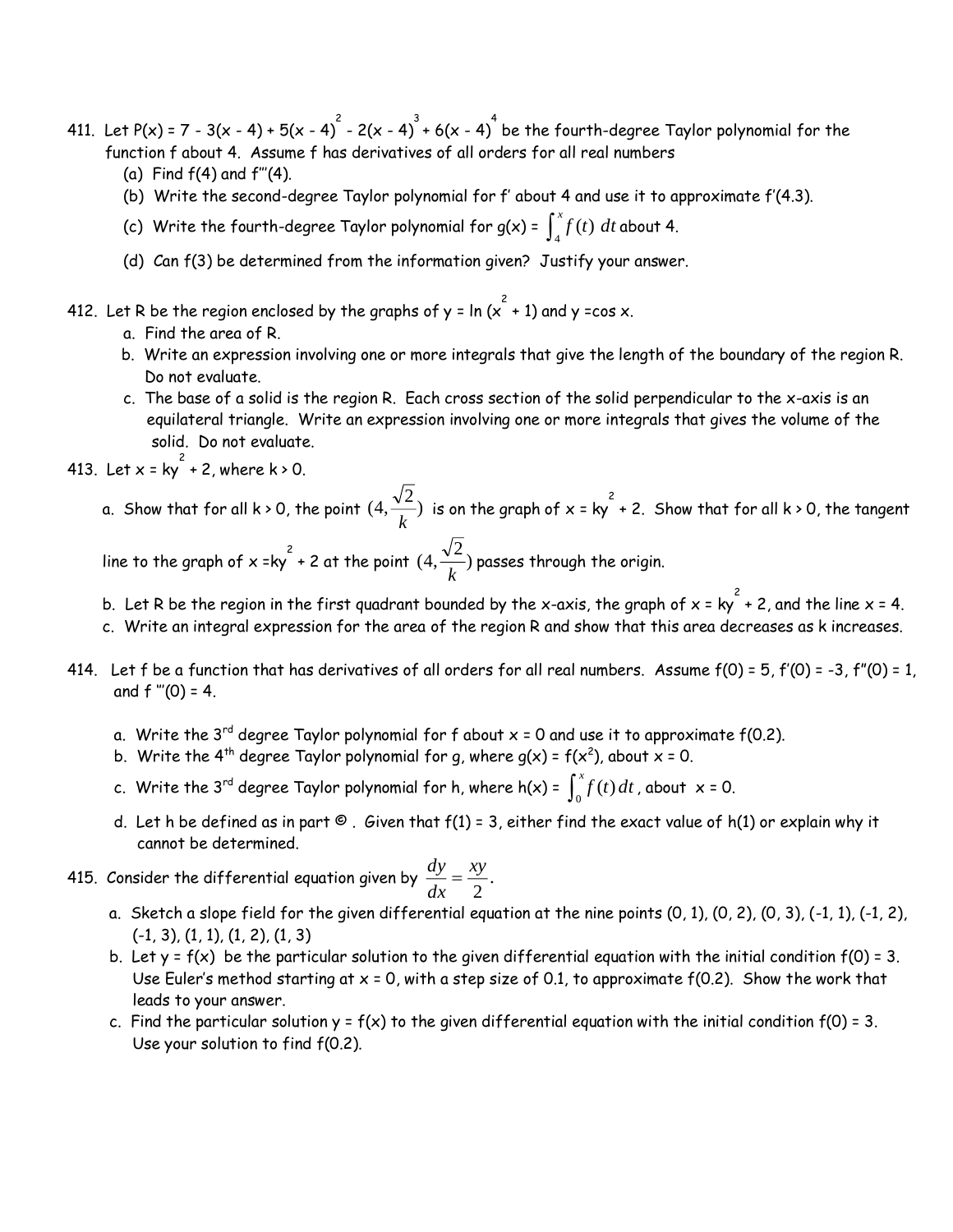411. Let $P(x) = 7 - 3(x - 4) + 5(x - 4)^2 - 2(x - 4)^3 + 6(x - 4)^4$ be the fourth-degree Taylor polynomial for the function f about 4. Assume f has derivatives of all orders for all real numbers
   (a) Find f(4) and f'''(4).
   (b) Write the second-degree Taylor polynomial for f' about 4 and use it to approximate f'(4.3).
   (c) Write the fourth-degree Taylor polynomial for $g(x) = \int_4^x f(t)\, dt$ about 4.
   (d) Can f(3) be determined from the information given? Justify your answer.

412. Let R be the region enclosed by the graphs of $y = \ln(x^2 + 1)$ and $y = \cos x$.
   a. Find the area of R.
   b. Write an expression involving one or more integrals that give the length of the boundary of the region R. Do not evaluate.
   c. The base of a solid is the region R. Each cross section of the solid perpendicular to the x-axis is an equilateral triangle. Write an expression involving one or more integrals that gives the volume of the solid. Do not evaluate.

413. Let $x = ky^2 + 2$, where $k > 0$.
   a. Show that for all $k > 0$, the point $(4, \frac{\sqrt{2}}{k})$ is on the graph of $x = ky^2 + 2$. Show that for all $k > 0$, the tangent line to the graph of $x = ky^2 + 2$ at the point $(4, \frac{\sqrt{2}}{k})$ passes through the origin.
   b. Let R be the region in the first quadrant bounded by the x-axis, the graph of $x = ky^2 + 2$, and the line $x = 4$.
   c. Write an integral expression for the area of the region R and show that this area decreases as k increases.

414. Let f be a function that has derivatives of all orders for all real numbers. Assume $f(0) = 5$, $f'(0) = -3$, $f''(0) = 1$, and $f'''(0) = 4$.
   a. Write the 3rd degree Taylor polynomial for f about $x = 0$ and use it to approximate f(0.2).
   b. Write the 4th degree Taylor polynomial for g, where $g(x) = f(x^2)$, about $x = 0$.
   c. Write the 3rd degree Taylor polynomial for h, where $h(x) = \int_0^x f(t)\, dt$, about $x = 0$.
   d. Let h be defined as in part ©. Given that $f(1) = 3$, either find the exact value of h(1) or explain why it cannot be determined.

415. Consider the differential equation given by $\frac{dy}{dx} = \frac{xy}{2}$.
   a. Sketch a slope field for the given differential equation at the nine points (0, 1), (0, 2), (0, 3), (-1, 1), (-1, 2), (-1, 3), (1, 1), (1, 2), (1, 3)
   b. Let $y = f(x)$ be the particular solution to the given differential equation with the initial condition $f(0) = 3$. Use Euler's method starting at $x = 0$, with a step size of 0.1, to approximate f(0.2). Show the work that leads to your answer.
   c. Find the particular solution $y = f(x)$ to the given differential equation with the initial condition $f(0) = 3$. Use your solution to find f(0.2).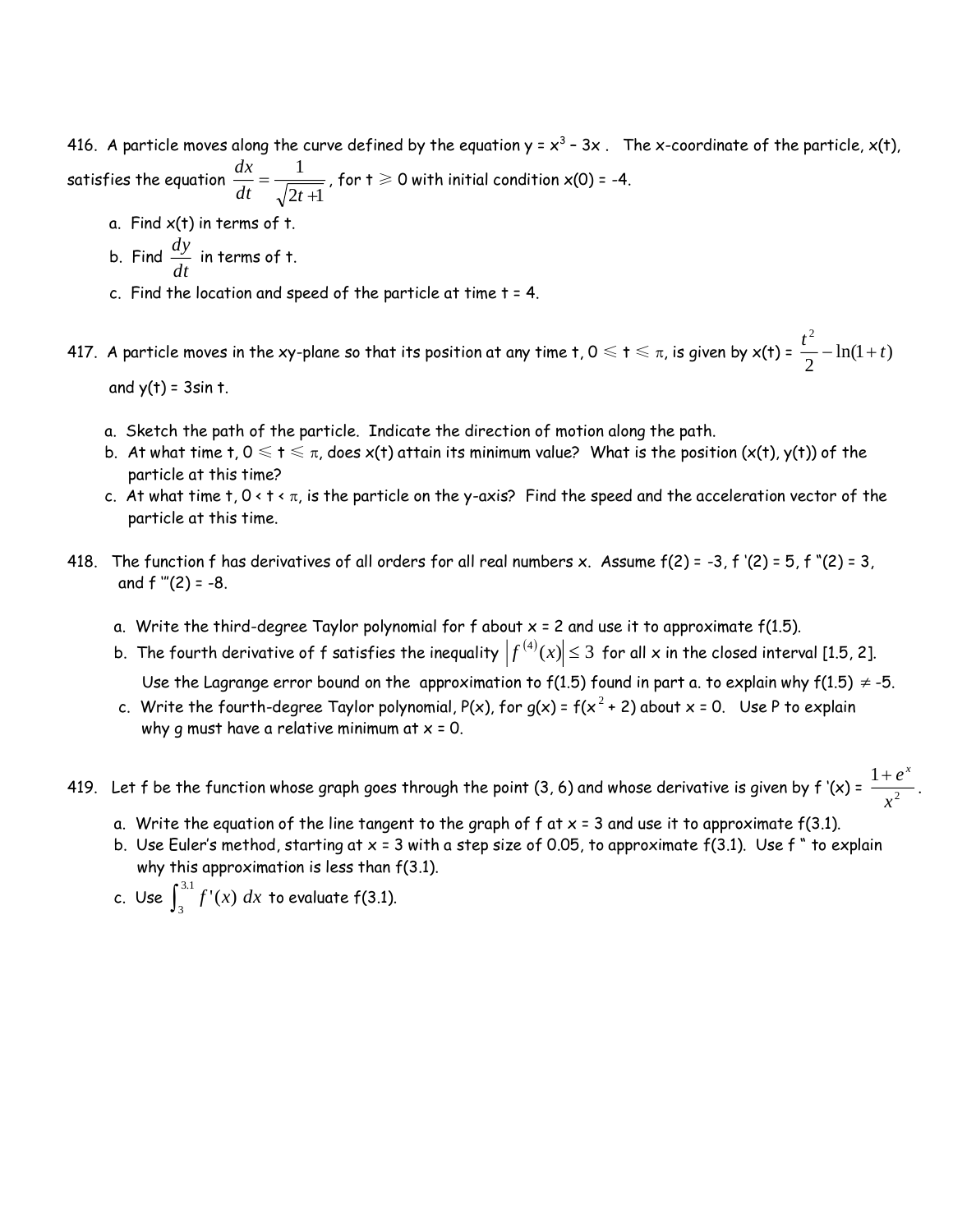416. A particle moves along the curve defined by the equation $y = x^3 - 3x$. The x-coordinate of the particle, $x(t)$, satisfies the equation $\frac{dx}{dt} = \frac{1}{\sqrt{2t+1}}$, for $t \geqslant 0$ with initial condition $x(0) = -4$.

a. Find $x(t)$ in terms of t.
b. Find $\frac{dy}{dt}$ in terms of t.
c. Find the location and speed of the particle at time t = 4.

417. A particle moves in the xy-plane so that its position at any time t, $0 \leqslant t \leqslant \pi$, is given by $x(t) = \frac{t^2}{2} - \ln(1+t)$ and $y(t) = 3\sin t$.

a. Sketch the path of the particle. Indicate the direction of motion along the path.
b. At what time t, $0 \leqslant t \leqslant \pi$, does $x(t)$ attain its minimum value? What is the position $(x(t), y(t))$ of the particle at this time?
c. At what time t, $0 < t < \pi$, is the particle on the y-axis? Find the speed and the acceleration vector of the particle at this time.

418. The function f has derivatives of all orders for all real numbers x. Assume $f(2) = -3$, $f'(2) = 5$, $f''(2) = 3$, and $f'''(2) = -8$.

a. Write the third-degree Taylor polynomial for f about x = 2 and use it to approximate f(1.5).
b. The fourth derivative of f satisfies the inequality $\left|f^{(4)}(x)\right| \leq 3$ for all x in the closed interval [1.5, 2]. Use the Lagrange error bound on the approximation to f(1.5) found in part a. to explain why $f(1.5) \neq -5$.
c. Write the fourth-degree Taylor polynomial, P(x), for $g(x) = f(x^2 + 2)$ about x = 0. Use P to explain why g must have a relative minimum at x = 0.

419. Let f be the function whose graph goes through the point (3, 6) and whose derivative is given by $f'(x) = \frac{1+e^x}{x^2}$.

a. Write the equation of the line tangent to the graph of f at x = 3 and use it to approximate f(3.1).
b. Use Euler's method, starting at x = 3 with a step size of 0.05, to approximate f(3.1). Use f " to explain why this approximation is less than f(3.1).
c. Use $\int_3^{3.1} f'(x)\,dx$ to evaluate f(3.1).